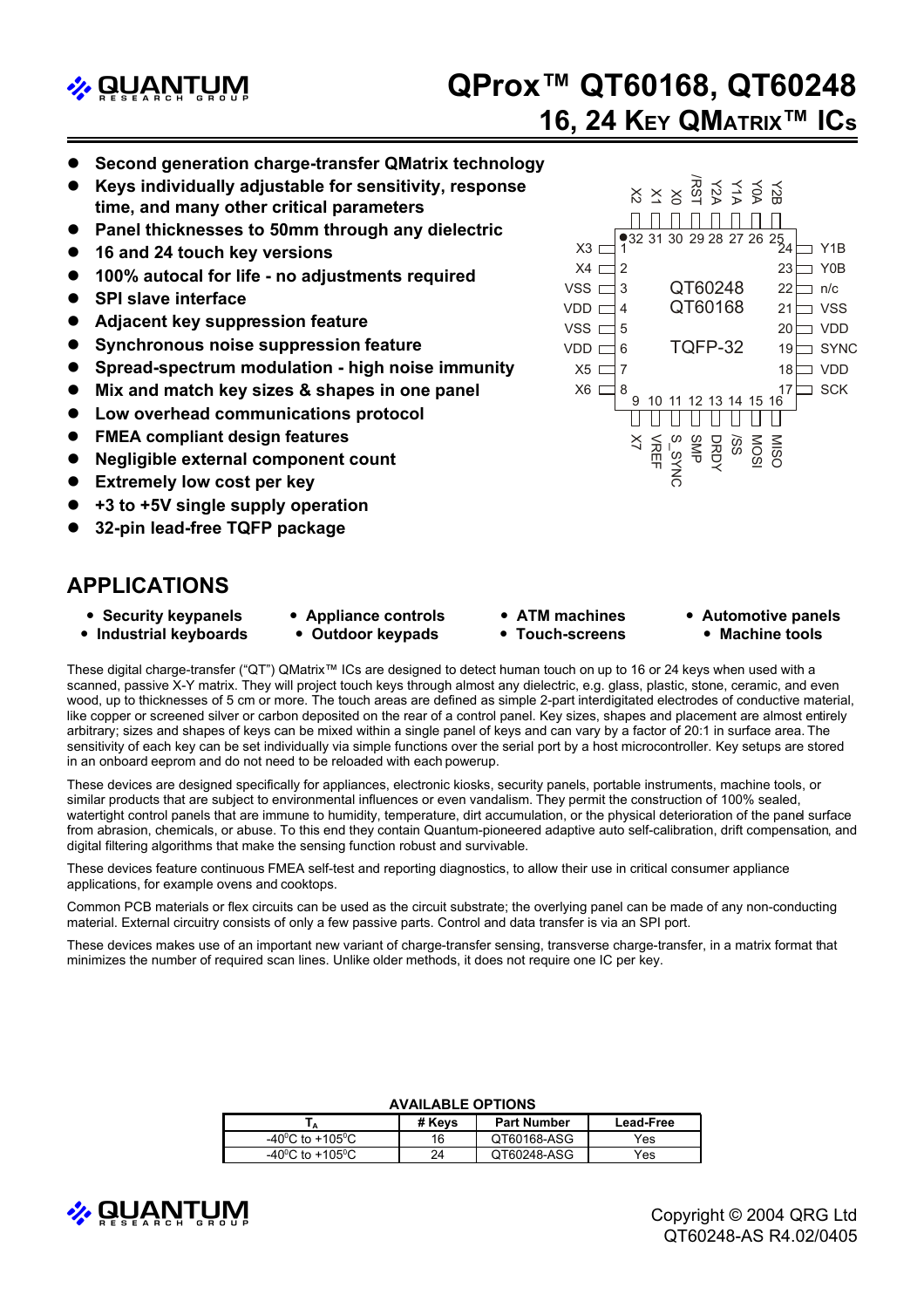# QProx™ QT60168, QT60248

## 16, 24 KEY QMATRIX™ ICs

- **Second generation charge-transfer QMatrix technology**
- **Keys individually adjustable for sensitivity, response time, and many other critical parameters**
- **Panel thicknesses to 50mm through any dielectric**
- **16 and 24 touch key versions**
- **100% autocal for life - no adjustments required**
- **SPI slave interface**
- **Adjacent key suppression feature**
- **Synchronous noise suppression feature**
- **Spread-spectrum modulation - high noise immunity**
- **Mix and match key sizes & shapes in one panel**
- **Low overhead communications protocol**
- **FMEA compliant design features**
- **Negligible external component count**
- **Extremely low cost per key**
- **+3 to +5V single supply operation**
- **32-pin lead-free TQFP package**

QT60248 / QT60168 — TQFP-32

| Pin | Name | Pin | Name |
|---|---|---|---|
| 1 | X3 | 17 | SCK |
| 2 | X4 | 18 | VDD |
| 3 | VSS | 19 | SYNC |
| 4 | VDD | 20 | VDD |
| 5 | VSS | 21 | VSS |
| 6 | VDD | 22 | n/c |
| 7 | X5 | 23 | Y0B |
| 8 | X6 | 24 | Y1B |
| 9 | X7 | 25 | Y2B |
| 10 | VREF | 26 | Y0A |
| 11 | S_SYNC | 27 | Y1A |
| 12 | SMP | 28 | Y2A |
| 13 | DRDY | 29 | /RST |
| 14 | /SS | 30 | X0 |
| 15 | MOSI | 31 | X1 |
| 16 | MISO | 32 | X2 |

## APPLICATIONS

- **Security keypanels**
- **Industrial keyboards**
- **Appliance controls**
- **Outdoor keypads**
- **ATM machines**
- **Touch-screens**
- **Automotive panels**
- **Machine tools**

These digital charge-transfer ("QT") QMatrix™ ICs are designed to detect human touch on up to 16 or 24 keys when used with a scanned, passive X-Y matrix. They will project touch keys through almost any dielectric, e.g. glass, plastic, stone, ceramic, and even wood, up to thicknesses of 5 cm or more. The touch areas are defined as simple 2-part interdigitated electrodes of conductive material, like copper or screened silver or carbon deposited on the rear of a control panel. Key sizes, shapes and placement are almost entirely arbitrary; sizes and shapes of keys can be mixed within a single panel of keys and can vary by a factor of 20:1 in surface area. The sensitivity of each key can be set individually via simple functions over the serial port by a host microcontroller. Key setups are stored in an onboard eeprom and do not need to be reloaded with each powerup.

These devices are designed specifically for appliances, electronic kiosks, security panels, portable instruments, machine tools, or similar products that are subject to environmental influences or even vandalism. They permit the construction of 100% sealed, watertight control panels that are immune to humidity, temperature, dirt accumulation, or the physical deterioration of the panel surface from abrasion, chemicals, or abuse. To this end they contain Quantum-pioneered adaptive auto self-calibration, drift compensation, and digital filtering algorithms that make the sensing function robust and survivable.

These devices feature continuous FMEA self-test and reporting diagnostics, to allow their use in critical consumer appliance applications, for example ovens and cooktops.

Common PCB materials or flex circuits can be used as the circuit substrate; the overlying panel can be made of any non-conducting material. External circuitry consists of only a few passive parts. Control and data transfer is via an SPI port.

These devices makes use of an important new variant of charge-transfer sensing, transverse charge-transfer, in a matrix format that minimizes the number of required scan lines. Unlike older methods, it does not require one IC per key.

**AVAILABLE OPTIONS**

| $T_A$ | # Keys | Part Number | Lead-Free |
|---|---|---|---|
| -40°C to +105°C | 16 | QT60168-ASG | Yes |
| -40°C to +105°C | 24 | QT60248-ASG | Yes |

Copyright © 2004 QRG Ltd
QT60248-AS R4.02/0405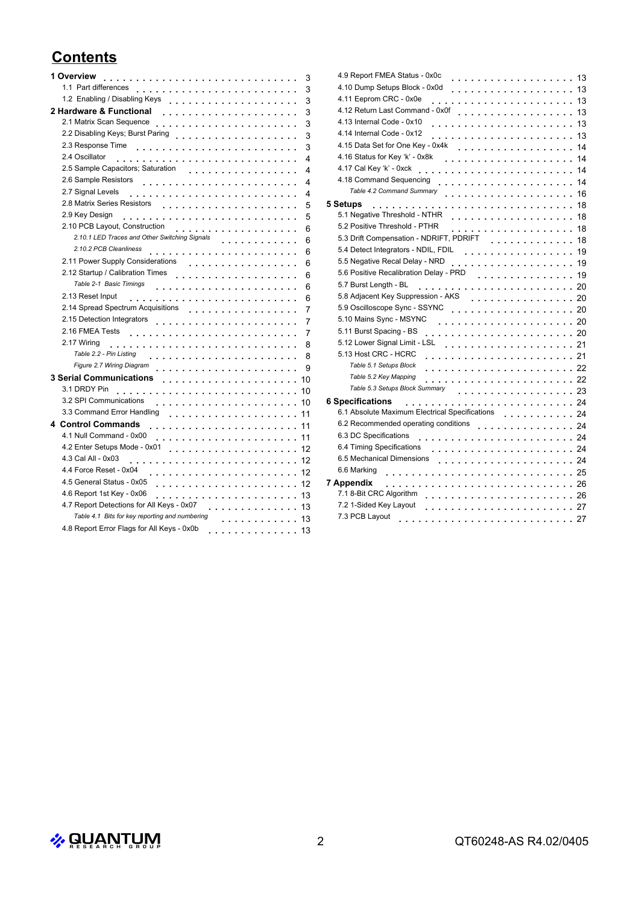# Contents

**1 Overview** . . . . . 3
- 1.1 Part differences . . . . . 3
- 1.2 Enabling / Disabling Keys . . . . . 3

**2 Hardware & Functional** . . . . . 3
- 2.1 Matrix Scan Sequence . . . . . 3
- 2.2 Disabling Keys; Burst Paring . . . . . 3
- 2.3 Response Time . . . . . 3
- 2.4 Oscillator . . . . . 4
- 2.5 Sample Capacitors; Saturation . . . . . 4
- 2.6 Sample Resistors . . . . . 4
- 2.7 Signal Levels . . . . . 4
- 2.8 Matrix Series Resistors . . . . . 5
- 2.9 Key Design . . . . . 5
- 2.10 PCB Layout, Construction . . . . . 6
  - *2.10.1 LED Traces and Other Switching Signals* . . . . . 6
  - *2.10.2 PCB Cleanliness* . . . . . 6
- 2.11 Power Supply Considerations . . . . . 6
- 2.12 Startup / Calibration Times . . . . . 6
  - *Table 2-1 Basic Timings* . . . . . 6
- 2.13 Reset Input . . . . . 6
- 2.14 Spread Spectrum Acquisitions . . . . . 7
- 2.15 Detection Integrators . . . . . 7
- 2.16 FMEA Tests . . . . . 7
- 2.17 Wiring . . . . . 8
  - *Table 2.2 - Pin Listing* . . . . . 8
  - *Figure 2.7 Wiring Diagram* . . . . . 9

**3 Serial Communications** . . . . . 10
- 3.1 DRDY Pin . . . . . 10
- 3.2 SPI Communications . . . . . 10
- 3.3 Command Error Handling . . . . . 11

**4 Control Commands** . . . . . 11
- 4.1 Null Command - 0x00 . . . . . 11
- 4.2 Enter Setups Mode - 0x01 . . . . . 12
- 4.3 Cal All - 0x03 . . . . . 12
- 4.4 Force Reset - 0x04 . . . . . 12
- 4.5 General Status - 0x05 . . . . . 12
- 4.6 Report 1st Key - 0x06 . . . . . 13
- 4.7 Report Detections for All Keys - 0x07 . . . . . 13
  - *Table 4.1 Bits for key reporting and numbering* . . . . . 13
- 4.8 Report Error Flags for All Keys - 0x0b . . . . . 13
- 4.9 Report FMEA Status - 0x0c . . . . . 13
- 4.10 Dump Setups Block - 0x0d . . . . . 13
- 4.11 Eeprom CRC - 0x0e . . . . . 13
- 4.12 Return Last Command - 0x0f . . . . . 13
- 4.13 Internal Code - 0x10 . . . . . 13
- 4.14 Internal Code - 0x12 . . . . . 13
- 4.15 Data Set for One Key - 0x4k . . . . . 14
- 4.16 Status for Key 'k' - 0x8k . . . . . 14
- 4.17 Cal Key 'k' - 0xck . . . . . 14
- 4.18 Command Sequencing . . . . . 14
  - *Table 4.2 Command Summary* . . . . . 16

**5 Setups** . . . . . 18
- 5.1 Negative Threshold - NTHR . . . . . 18
- 5.2 Positive Threshold - PTHR . . . . . 18
- 5.3 Drift Compensation - NDRIFT, PDRIFT . . . . . 18
- 5.4 Detect Integrators - NDIL, FDIL . . . . . 19
- 5.5 Negative Recal Delay - NRD . . . . . 19
- 5.6 Positive Recalibration Delay - PRD . . . . . 19
- 5.7 Burst Length - BL . . . . . 20
- 5.8 Adjacent Key Suppression - AKS . . . . . 20
- 5.9 Oscilloscope Sync - SSYNC . . . . . 20
- 5.10 Mains Sync - MSYNC . . . . . 20
- 5.11 Burst Spacing - BS . . . . . 20
- 5.12 Lower Signal Limit - LSL . . . . . 21
- 5.13 Host CRC - HCRC . . . . . 21
  - *Table 5.1 Setups Block* . . . . . 22
  - *Table 5.2 Key Mapping* . . . . . 22
  - *Table 5.3 Setups Block Summary* . . . . . 23

**6 Specifications** . . . . . 24
- 6.1 Absolute Maximum Electrical Specifications . . . . . 24
- 6.2 Recommended operating conditions . . . . . 24
- 6.3 DC Specifications . . . . . 24
- 6.4 Timing Specifications . . . . . 24
- 6.5 Mechanical Dimensions . . . . . 24
- 6.6 Marking . . . . . 25

**7 Appendix** . . . . . 26
- 7.1 8-Bit CRC Algorithm . . . . . 26
- 7.2 1-Sided Key Layout . . . . . 27
- 7.3 PCB Layout . . . . . 27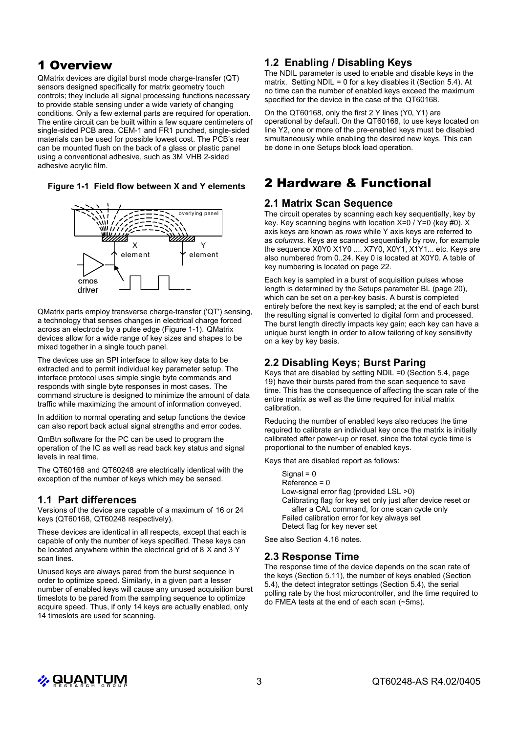# 1 Overview

QMatrix devices are digital burst mode charge-transfer (QT) sensors designed specifically for matrix geometry touch controls; they include all signal processing functions necessary to provide stable sensing under a wide variety of changing conditions. Only a few external parts are required for operation. The entire circuit can be built within a few square centimeters of single-sided PCB area. CEM-1 and FR1 punched, single-sided materials can be used for possible lowest cost. The PCB's rear can be mounted flush on the back of a glass or plastic panel using a conventional adhesive, such as 3M VHB 2-sided adhesive acrylic film.

**Figure 1-1 Field flow between X and Y elements**

QMatrix parts employ transverse charge-transfer ('QT') sensing, a technology that senses changes in electrical charge forced across an electrode by a pulse edge (Figure 1-1). QMatrix devices allow for a wide range of key sizes and shapes to be mixed together in a single touch panel.

The devices use an SPI interface to allow key data to be extracted and to permit individual key parameter setup. The interface protocol uses simple single byte commands and responds with single byte responses in most cases. The command structure is designed to minimize the amount of data traffic while maximizing the amount of information conveyed.

In addition to normal operating and setup functions the device can also report back actual signal strengths and error codes.

QmBtn software for the PC can be used to program the operation of the IC as well as read back key status and signal levels in real time.

The QT60168 and QT60248 are electrically identical with the exception of the number of keys which may be sensed.

## 1.1 Part differences

Versions of the device are capable of a maximum of 16 or 24 keys (QT60168, QT60248 respectively).

These devices are identical in all respects, except that each is capable of only the number of keys specified. These keys can be located anywhere within the electrical grid of 8 X and 3 Y scan lines.

Unused keys are always pared from the burst sequence in order to optimize speed. Similarly, in a given part a lesser number of enabled keys will cause any unused acquisition burst timeslots to be pared from the sampling sequence to optimize acquire speed. Thus, if only 14 keys are actually enabled, only 14 timeslots are used for scanning.

## 1.2 Enabling / Disabling Keys

The NDIL parameter is used to enable and disable keys in the matrix. Setting NDIL = 0 for a key disables it (Section 5.4). At no time can the number of enabled keys exceed the maximum specified for the device in the case of the QT60168.

On the QT60168, only the first 2 Y lines (Y0, Y1) are operational by default. On the QT60168, to use keys located on line Y2, one or more of the pre-enabled keys must be disabled simultaneously while enabling the desired new keys. This can be done in one Setups block load operation.

# 2 Hardware & Functional

## 2.1 Matrix Scan Sequence

The circuit operates by scanning each key sequentially, key by key. Key scanning begins with location X=0 / Y=0 (key #0). X axis keys are known as *rows* while Y axis keys are referred to as *columns*. Keys are scanned sequentially by row, for example the sequence X0Y0 X1Y0 .... X7Y0, X0Y1, X1Y1... etc. Keys are also numbered from 0..24. Key 0 is located at X0Y0. A table of key numbering is located on page 22.

Each key is sampled in a burst of acquisition pulses whose length is determined by the Setups parameter BL (page 20), which can be set on a per-key basis. A burst is completed entirely before the next key is sampled; at the end of each burst the resulting signal is converted to digital form and processed. The burst length directly impacts key gain; each key can have a unique burst length in order to allow tailoring of key sensitivity on a key by key basis.

## 2.2 Disabling Keys; Burst Paring

Keys that are disabled by setting NDIL =0 (Section 5.4, page 19) have their bursts pared from the scan sequence to save time. This has the consequence of affecting the scan rate of the entire matrix as well as the time required for initial matrix calibration.

Reducing the number of enabled keys also reduces the time required to calibrate an individual key once the matrix is initially calibrated after power-up or reset, since the total cycle time is proportional to the number of enabled keys.

Keys that are disabled report as follows:

- Signal = 0
- Reference = 0
- Low-signal error flag (provided LSL >0)
- Calibrating flag for key set only just after device reset or after a CAL command, for one scan cycle only
- Failed calibration error for key always set
- Detect flag for key never set

See also Section 4.16 notes.

## 2.3 Response Time

The response time of the device depends on the scan rate of the keys (Section 5.11), the number of keys enabled (Section 5.4), the detect integrator settings (Section 5.4), the serial polling rate by the host microcontroller, and the time required to do FMEA tests at the end of each scan (~5ms).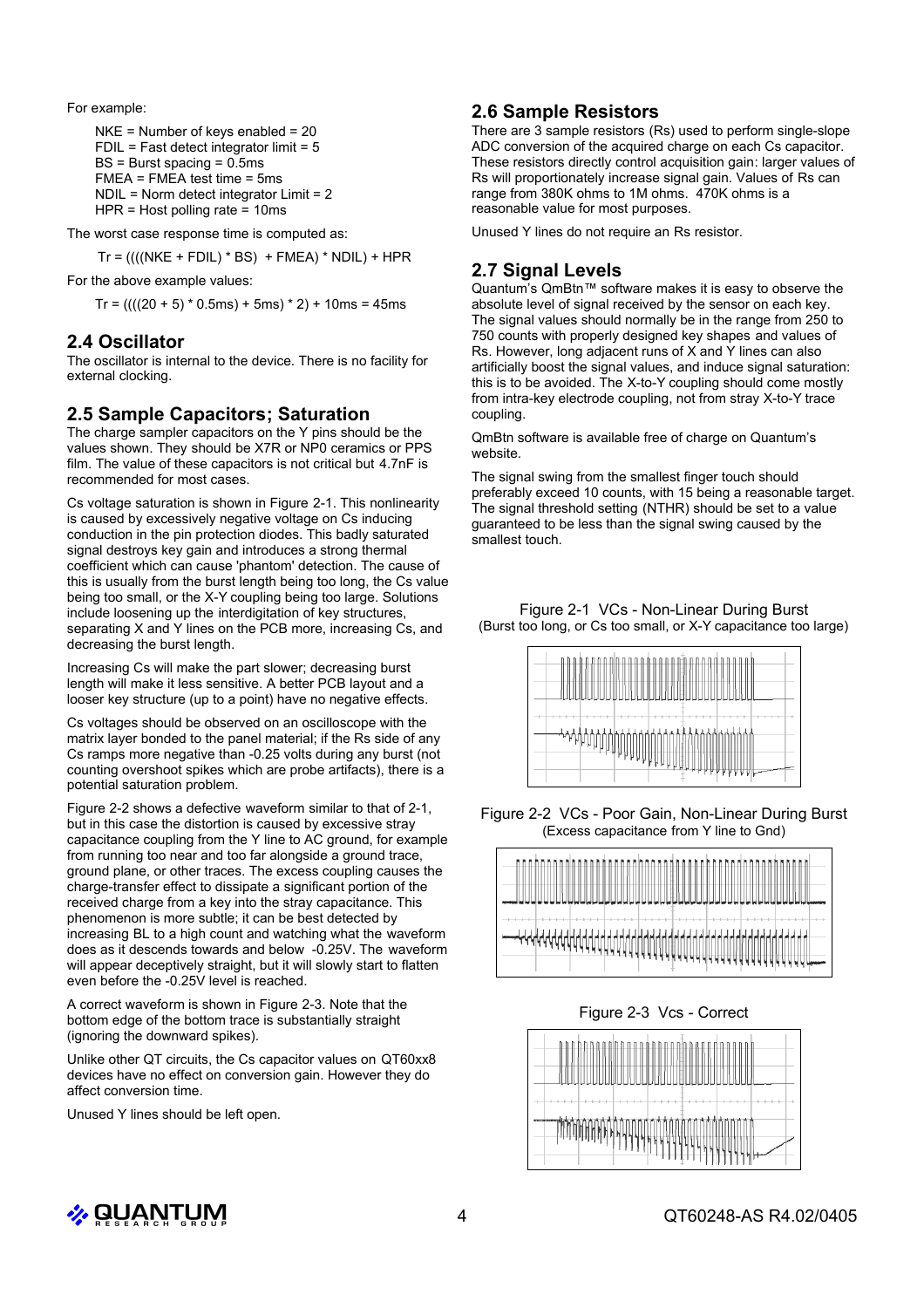For example:

NKE = Number of keys enabled = 20
FDIL = Fast detect integrator limit = 5
BS = Burst spacing = 0.5ms
FMEA = FMEA test time = 5ms
NDIL = Norm detect integrator Limit = 2
HPR = Host polling rate = 10ms

The worst case response time is computed as:

$$Tr = ((((NKE + FDIL) * BS) + FMEA) * NDIL) + HPR$$

For the above example values:

$$Tr = ((((20 + 5) * 0.5ms) + 5ms) * 2) + 10ms = 45ms$$

## 2.4 Oscillator

The oscillator is internal to the device. There is no facility for external clocking.

## 2.5 Sample Capacitors; Saturation

The charge sampler capacitors on the Y pins should be the values shown. They should be X7R or NP0 ceramics or PPS film. The value of these capacitors is not critical but 4.7nF is recommended for most cases.

Cs voltage saturation is shown in Figure 2-1. This nonlinearity is caused by excessively negative voltage on Cs inducing conduction in the pin protection diodes. This badly saturated signal destroys key gain and introduces a strong thermal coefficient which can cause 'phantom' detection. The cause of this is usually from the burst length being too long, the Cs value being too small, or the X-Y coupling being too large. Solutions include loosening up the interdigitation of key structures, separating X and Y lines on the PCB more, increasing Cs, and decreasing the burst length.

Increasing Cs will make the part slower; decreasing burst length will make it less sensitive. A better PCB layout and a looser key structure (up to a point) have no negative effects.

Cs voltages should be observed on an oscilloscope with the matrix layer bonded to the panel material; if the Rs side of any Cs ramps more negative than -0.25 volts during any burst (not counting overshoot spikes which are probe artifacts), there is a potential saturation problem.

Figure 2-2 shows a defective waveform similar to that of 2-1, but in this case the distortion is caused by excessive stray capacitance coupling from the Y line to AC ground, for example from running too near and too far alongside a ground trace, ground plane, or other traces. The excess coupling causes the charge-transfer effect to dissipate a significant portion of the received charge from a key into the stray capacitance. This phenomenon is more subtle; it can be best detected by increasing BL to a high count and watching what the waveform does as it descends towards and below -0.25V. The waveform will appear deceptively straight, but it will slowly start to flatten even before the -0.25V level is reached.

A correct waveform is shown in Figure 2-3. Note that the bottom edge of the bottom trace is substantially straight (ignoring the downward spikes).

Unlike other QT circuits, the Cs capacitor values on QT60xx8 devices have no effect on conversion gain. However they do affect conversion time.

Unused Y lines should be left open.

## 2.6 Sample Resistors

There are 3 sample resistors (Rs) used to perform single-slope ADC conversion of the acquired charge on each Cs capacitor. These resistors directly control acquisition gain: larger values of Rs will proportionately increase signal gain. Values of Rs can range from 380K ohms to 1M ohms. 470K ohms is a reasonable value for most purposes.

Unused Y lines do not require an Rs resistor.

## 2.7 Signal Levels

Quantum's QmBtn™ software makes it is easy to observe the absolute level of signal received by the sensor on each key. The signal values should normally be in the range from 250 to 750 counts with properly designed key shapes and values of Rs. However, long adjacent runs of X and Y lines can also artificially boost the signal values, and induce signal saturation: this is to be avoided. The X-to-Y coupling should come mostly from intra-key electrode coupling, not from stray X-to-Y trace coupling.

QmBtn software is available free of charge on Quantum's website.

The signal swing from the smallest finger touch should preferably exceed 10 counts, with 15 being a reasonable target. The signal threshold setting (NTHR) should be set to a value guaranteed to be less than the signal swing caused by the smallest touch.

Figure 2-1 VCs - Non-Linear During Burst
(Burst too long, or Cs too small, or X-Y capacitance too large)

Figure 2-2 VCs - Poor Gain, Non-Linear During Burst
(Excess capacitance from Y line to Gnd)

Figure 2-3 Vcs - Correct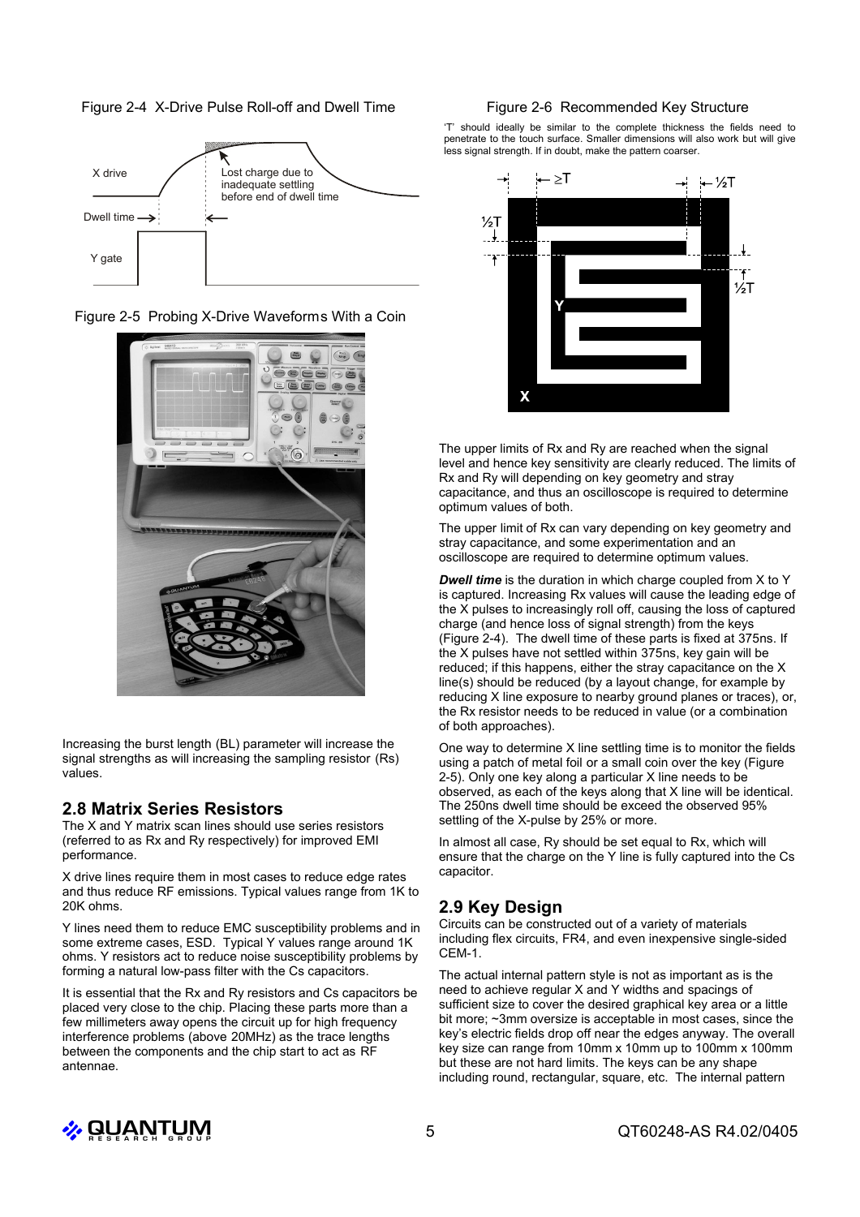Figure 2-4 X-Drive Pulse Roll-off and Dwell Time

Figure 2-5 Probing X-Drive Waveforms With a Coin

Increasing the burst length (BL) parameter will increase the signal strengths as will increasing the sampling resistor (Rs) values.

## 2.8 Matrix Series Resistors

The X and Y matrix scan lines should use series resistors (referred to as Rx and Ry respectively) for improved EMI performance.

X drive lines require them in most cases to reduce edge rates and thus reduce RF emissions. Typical values range from 1K to 20K ohms.

Y lines need them to reduce EMC susceptibility problems and in some extreme cases, ESD. Typical Y values range around 1K ohms. Y resistors act to reduce noise susceptibility problems by forming a natural low-pass filter with the Cs capacitors.

It is essential that the Rx and Ry resistors and Cs capacitors be placed very close to the chip. Placing these parts more than a few millimeters away opens the circuit up for high frequency interference problems (above 20MHz) as the trace lengths between the components and the chip start to act as RF antennae.

Figure 2-6 Recommended Key Structure

'T' should ideally be similar to the complete thickness the fields need to penetrate to the touch surface. Smaller dimensions will also work but will give less signal strength. If in doubt, make the pattern coarser.

The upper limits of Rx and Ry are reached when the signal level and hence key sensitivity are clearly reduced. The limits of Rx and Ry will depending on key geometry and stray capacitance, and thus an oscilloscope is required to determine optimum values of both.

The upper limit of Rx can vary depending on key geometry and stray capacitance, and some experimentation and an oscilloscope are required to determine optimum values.

***Dwell time*** is the duration in which charge coupled from X to Y is captured. Increasing Rx values will cause the leading edge of the X pulses to increasingly roll off, causing the loss of captured charge (and hence loss of signal strength) from the keys (Figure 2-4). The dwell time of these parts is fixed at 375ns. If the X pulses have not settled within 375ns, key gain will be reduced; if this happens, either the stray capacitance on the X line(s) should be reduced (by a layout change, for example by reducing X line exposure to nearby ground planes or traces), or, the Rx resistor needs to be reduced in value (or a combination of both approaches).

One way to determine X line settling time is to monitor the fields using a patch of metal foil or a small coin over the key (Figure 2-5). Only one key along a particular X line needs to be observed, as each of the keys along that X line will be identical. The 250ns dwell time should be exceed the observed 95% settling of the X-pulse by 25% or more.

In almost all case, Ry should be set equal to Rx, which will ensure that the charge on the Y line is fully captured into the Cs capacitor.

## 2.9 Key Design

Circuits can be constructed out of a variety of materials including flex circuits, FR4, and even inexpensive single-sided CEM-1.

The actual internal pattern style is not as important as is the need to achieve regular X and Y widths and spacings of sufficient size to cover the desired graphical key area or a little bit more; ~3mm oversize is acceptable in most cases, since the key's electric fields drop off near the edges anyway. The overall key size can range from 10mm x 10mm up to 100mm x 100mm but these are not hard limits. The keys can be any shape including round, rectangular, square, etc. The internal pattern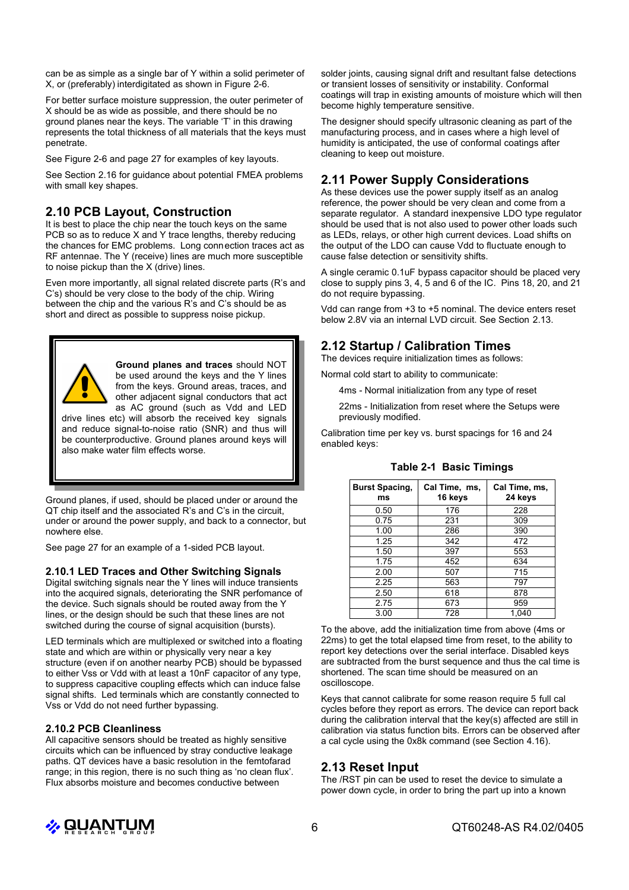can be as simple as a single bar of Y within a solid perimeter of X, or (preferably) interdigitated as shown in Figure 2-6.

For better surface moisture suppression, the outer perimeter of X should be as wide as possible, and there should be no ground planes near the keys. The variable 'T' in this drawing represents the total thickness of all materials that the keys must penetrate.

See Figure 2-6 and page 27 for examples of key layouts.

See Section 2.16 for guidance about potential FMEA problems with small key shapes.

## 2.10 PCB Layout, Construction

It is best to place the chip near the touch keys on the same PCB so as to reduce X and Y trace lengths, thereby reducing the chances for EMC problems. Long connection traces act as RF antennae. The Y (receive) lines are much more susceptible to noise pickup than the X (drive) lines.

Even more importantly, all signal related discrete parts (R's and C's) should be very close to the body of the chip. Wiring between the chip and the various R's and C's should be as short and direct as possible to suppress noise pickup.

> **Ground planes and traces** should NOT be used around the keys and the Y lines from the keys. Ground areas, traces, and other adjacent signal conductors that act as AC ground (such as Vdd and LED drive lines etc) will absorb the received key signals and reduce signal-to-noise ratio (SNR) and thus will be counterproductive. Ground planes around keys will also make water film effects worse.

Ground planes, if used, should be placed under or around the QT chip itself and the associated R's and C's in the circuit, under or around the power supply, and back to a connector, but nowhere else.

See page 27 for an example of a 1-sided PCB layout.

### 2.10.1 LED Traces and Other Switching Signals

Digital switching signals near the Y lines will induce transients into the acquired signals, deteriorating the SNR perfomance of the device. Such signals should be routed away from the Y lines, or the design should be such that these lines are not switched during the course of signal acquisition (bursts).

LED terminals which are multiplexed or switched into a floating state and which are within or physically very near a key structure (even if on another nearby PCB) should be bypassed to either Vss or Vdd with at least a 10nF capacitor of any type, to suppress capacitive coupling effects which can induce false signal shifts. Led terminals which are constantly connected to Vss or Vdd do not need further bypassing.

### 2.10.2 PCB Cleanliness

All capacitive sensors should be treated as highly sensitive circuits which can be influenced by stray conductive leakage paths. QT devices have a basic resolution in the femtofarad range; in this region, there is no such thing as 'no clean flux'. Flux absorbs moisture and becomes conductive between solder joints, causing signal drift and resultant false detections or transient losses of sensitivity or instability. Conformal coatings will trap in existing amounts of moisture which will then become highly temperature sensitive.

The designer should specify ultrasonic cleaning as part of the manufacturing process, and in cases where a high level of humidity is anticipated, the use of conformal coatings after cleaning to keep out moisture.

## 2.11 Power Supply Considerations

As these devices use the power supply itself as an analog reference, the power should be very clean and come from a separate regulator. A standard inexpensive LDO type regulator should be used that is not also used to power other loads such as LEDs, relays, or other high current devices. Load shifts on the output of the LDO can cause Vdd to fluctuate enough to cause false detection or sensitivity shifts.

A single ceramic 0.1uF bypass capacitor should be placed very close to supply pins 3, 4, 5 and 6 of the IC. Pins 18, 20, and 21 do not require bypassing.

Vdd can range from +3 to +5 nominal. The device enters reset below 2.8V via an internal LVD circuit. See Section 2.13.

## 2.12 Startup / Calibration Times

The devices require initialization times as follows:

Normal cold start to ability to communicate:

4ms - Normal initialization from any type of reset

22ms - Initialization from reset where the Setups were previously modified.

Calibration time per key vs. burst spacings for 16 and 24 enabled keys:

**Table 2-1 Basic Timings**

| Burst Spacing, ms | Cal Time, ms, 16 keys | Cal Time, ms, 24 keys |
|---|---|---|
| 0.50 | 176 | 228 |
| 0.75 | 231 | 309 |
| 1.00 | 286 | 390 |
| 1.25 | 342 | 472 |
| 1.50 | 397 | 553 |
| 1.75 | 452 | 634 |
| 2.00 | 507 | 715 |
| 2.25 | 563 | 797 |
| 2.50 | 618 | 878 |
| 2.75 | 673 | 959 |
| 3.00 | 728 | 1,040 |

To the above, add the initialization time from above (4ms or 22ms) to get the total elapsed time from reset, to the ability to report key detections over the serial interface. Disabled keys are subtracted from the burst sequence and thus the cal time is shortened. The scan time should be measured on an oscilloscope.

Keys that cannot calibrate for some reason require 5 full cal cycles before they report as errors. The device can report back during the calibration interval that the key(s) affected are still in calibration via status function bits. Errors can be observed after a cal cycle using the 0x8k command (see Section 4.16).

## 2.13 Reset Input

The /RST pin can be used to reset the device to simulate a power down cycle, in order to bring the part up into a known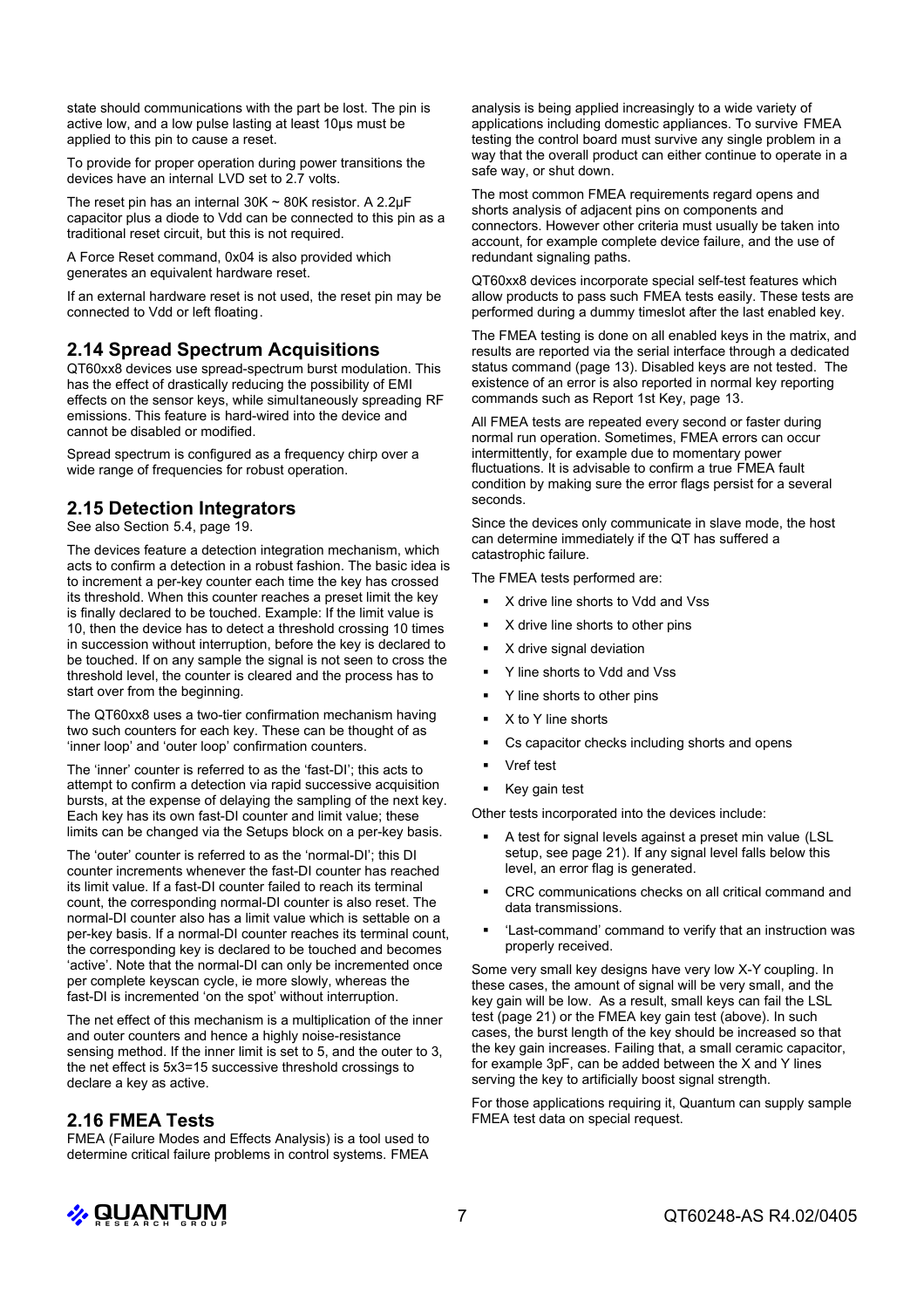state should communications with the part be lost. The pin is active low, and a low pulse lasting at least 10µs must be applied to this pin to cause a reset.

To provide for proper operation during power transitions the devices have an internal LVD set to 2.7 volts.

The reset pin has an internal 30K ~ 80K resistor. A 2.2µF capacitor plus a diode to Vdd can be connected to this pin as a traditional reset circuit, but this is not required.

A Force Reset command, 0x04 is also provided which generates an equivalent hardware reset.

If an external hardware reset is not used, the reset pin may be connected to Vdd or left floating.

## 2.14 Spread Spectrum Acquisitions

QT60xx8 devices use spread-spectrum burst modulation. This has the effect of drastically reducing the possibility of EMI effects on the sensor keys, while simultaneously spreading RF emissions. This feature is hard-wired into the device and cannot be disabled or modified.

Spread spectrum is configured as a frequency chirp over a wide range of frequencies for robust operation.

## 2.15 Detection Integrators

See also Section 5.4, page 19.

The devices feature a detection integration mechanism, which acts to confirm a detection in a robust fashion. The basic idea is to increment a per-key counter each time the key has crossed its threshold. When this counter reaches a preset limit the key is finally declared to be touched. Example: If the limit value is 10, then the device has to detect a threshold crossing 10 times in succession without interruption, before the key is declared to be touched. If on any sample the signal is not seen to cross the threshold level, the counter is cleared and the process has to start over from the beginning.

The QT60xx8 uses a two-tier confirmation mechanism having two such counters for each key. These can be thought of as 'inner loop' and 'outer loop' confirmation counters.

The 'inner' counter is referred to as the 'fast-DI'; this acts to attempt to confirm a detection via rapid successive acquisition bursts, at the expense of delaying the sampling of the next key. Each key has its own fast-DI counter and limit value; these limits can be changed via the Setups block on a per-key basis.

The 'outer' counter is referred to as the 'normal-DI'; this DI counter increments whenever the fast-DI counter has reached its limit value. If a fast-DI counter failed to reach its terminal count, the corresponding normal-DI counter is also reset. The normal-DI counter also has a limit value which is settable on a per-key basis. If a normal-DI counter reaches its terminal count, the corresponding key is declared to be touched and becomes 'active'. Note that the normal-DI can only be incremented once per complete keyscan cycle, ie more slowly, whereas the fast-DI is incremented 'on the spot' without interruption.

The net effect of this mechanism is a multiplication of the inner and outer counters and hence a highly noise-resistance sensing method. If the inner limit is set to 5, and the outer to 3, the net effect is 5x3=15 successive threshold crossings to declare a key as active.

## 2.16 FMEA Tests

FMEA (Failure Modes and Effects Analysis) is a tool used to determine critical failure problems in control systems. FMEA analysis is being applied increasingly to a wide variety of applications including domestic appliances. To survive FMEA testing the control board must survive any single problem in a way that the overall product can either continue to operate in a safe way, or shut down.

The most common FMEA requirements regard opens and shorts analysis of adjacent pins on components and connectors. However other criteria must usually be taken into account, for example complete device failure, and the use of redundant signaling paths.

QT60xx8 devices incorporate special self-test features which allow products to pass such FMEA tests easily. These tests are performed during a dummy timeslot after the last enabled key.

The FMEA testing is done on all enabled keys in the matrix, and results are reported via the serial interface through a dedicated status command (page 13). Disabled keys are not tested. The existence of an error is also reported in normal key reporting commands such as Report 1st Key, page 13.

All FMEA tests are repeated every second or faster during normal run operation. Sometimes, FMEA errors can occur intermittently, for example due to momentary power fluctuations. It is advisable to confirm a true FMEA fault condition by making sure the error flags persist for a several seconds.

Since the devices only communicate in slave mode, the host can determine immediately if the QT has suffered a catastrophic failure.

The FMEA tests performed are:

- X drive line shorts to Vdd and Vss
- X drive line shorts to other pins
- X drive signal deviation
- Y line shorts to Vdd and Vss
- Y line shorts to other pins
- X to Y line shorts
- Cs capacitor checks including shorts and opens
- Vref test
- Key gain test

Other tests incorporated into the devices include:

- A test for signal levels against a preset min value (LSL setup, see page 21). If any signal level falls below this level, an error flag is generated.
- CRC communications checks on all critical command and data transmissions.
- 'Last-command' command to verify that an instruction was properly received.

Some very small key designs have very low X-Y coupling. In these cases, the amount of signal will be very small, and the key gain will be low. As a result, small keys can fail the LSL test (page 21) or the FMEA key gain test (above). In such cases, the burst length of the key should be increased so that the key gain increases. Failing that, a small ceramic capacitor, for example 3pF, can be added between the X and Y lines serving the key to artificially boost signal strength.

For those applications requiring it, Quantum can supply sample FMEA test data on special request.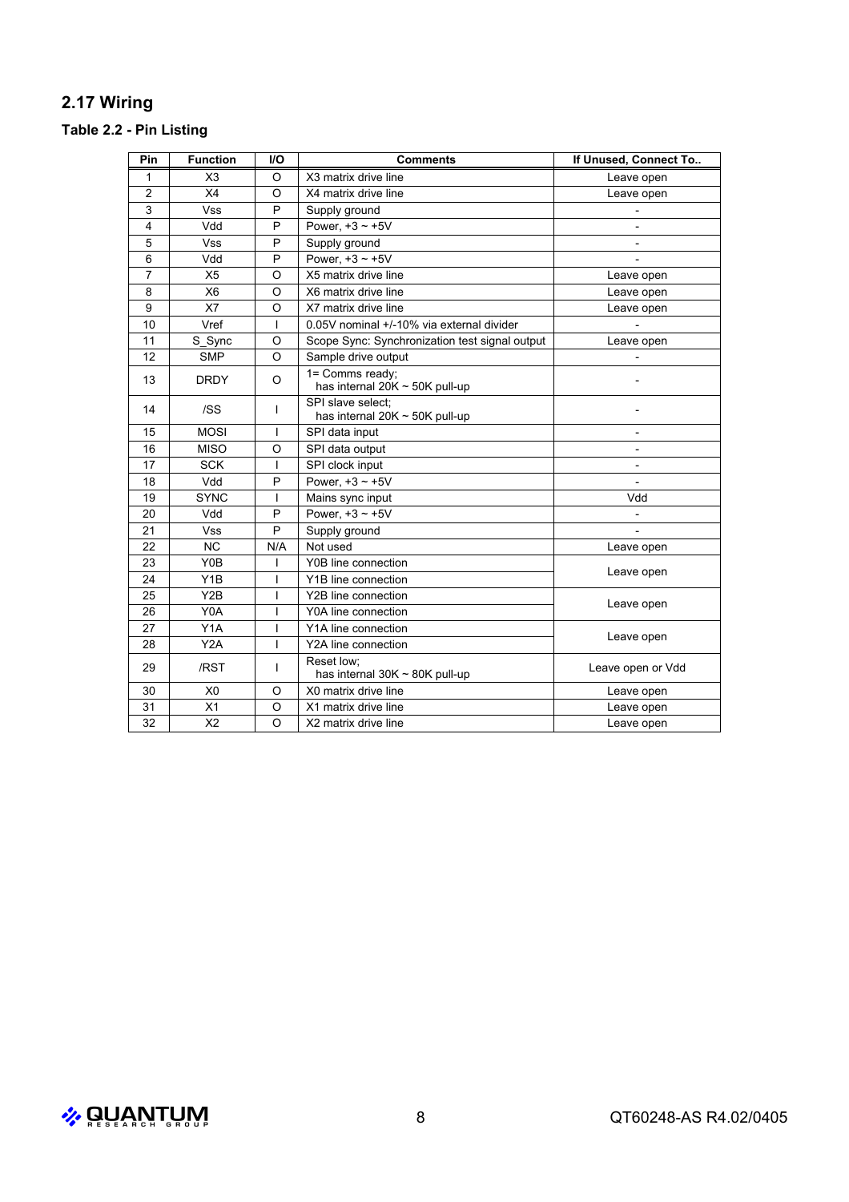## 2.17 Wiring

### Table 2.2 - Pin Listing

| Pin | Function | I/O | Comments | If Unused, Connect To.. |
|---|---|---|---|---|
| 1 | X3 | O | X3 matrix drive line | Leave open |
| 2 | X4 | O | X4 matrix drive line | Leave open |
| 3 | Vss | P | Supply ground | - |
| 4 | Vdd | P | Power, +3 ~ +5V | - |
| 5 | Vss | P | Supply ground | - |
| 6 | Vdd | P | Power, +3 ~ +5V | - |
| 7 | X5 | O | X5 matrix drive line | Leave open |
| 8 | X6 | O | X6 matrix drive line | Leave open |
| 9 | X7 | O | X7 matrix drive line | Leave open |
| 10 | Vref | I | 0.05V nominal +/-10% via external divider | - |
| 11 | S_Sync | O | Scope Sync: Synchronization test signal output | Leave open |
| 12 | SMP | O | Sample drive output | - |
| 13 | DRDY | O | 1= Comms ready; has internal 20K ~ 50K pull-up | - |
| 14 | /SS | I | SPI slave select; has internal 20K ~ 50K pull-up | - |
| 15 | MOSI | I | SPI data input | - |
| 16 | MISO | O | SPI data output | - |
| 17 | SCK | I | SPI clock input | - |
| 18 | Vdd | P | Power, +3 ~ +5V | - |
| 19 | SYNC | I | Mains sync input | Vdd |
| 20 | Vdd | P | Power, +3 ~ +5V | - |
| 21 | Vss | P | Supply ground | - |
| 22 | NC | N/A | Not used | Leave open |
| 23 | Y0B | I | Y0B line connection | Leave open |
| 24 | Y1B | I | Y1B line connection | |
| 25 | Y2B | I | Y2B line connection | Leave open |
| 26 | Y0A | I | Y0A line connection | |
| 27 | Y1A | I | Y1A line connection | Leave open |
| 28 | Y2A | I | Y2A line connection | |
| 29 | /RST | I | Reset low; has internal 30K ~ 80K pull-up | Leave open or Vdd |
| 30 | X0 | O | X0 matrix drive line | Leave open |
| 31 | X1 | O | X1 matrix drive line | Leave open |
| 32 | X2 | O | X2 matrix drive line | Leave open |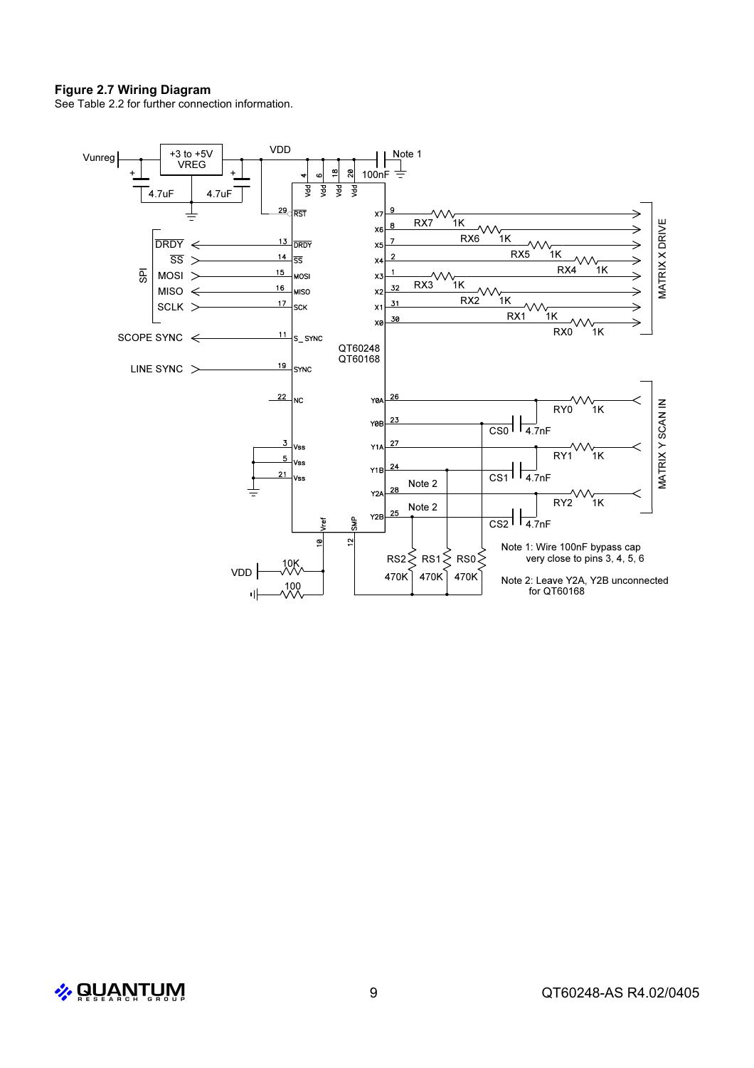**Figure 2.7 Wiring Diagram**

See Table 2.2 for further connection information.

Note 1: Wire 100nF bypass cap very close to pins 3, 4, 5, 6

Note 2: Leave Y2A, Y2B unconnected for QT60168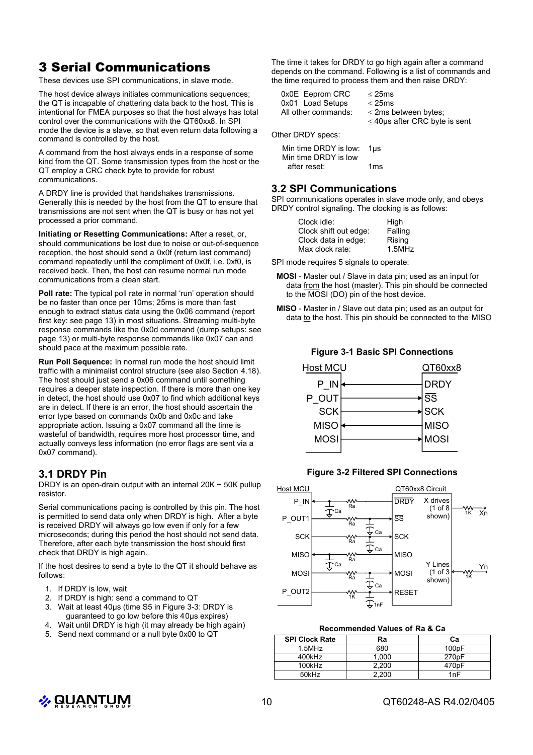# 3 Serial Communications

These devices use SPI communications, in slave mode.

The host device always initiates communications sequences; the QT is incapable of chattering data back to the host. This is intentional for FMEA purposes so that the host always has total control over the communications with the QT60xx8. In SPI mode the device is a slave, so that even return data following a command is controlled by the host.

A command from the host always ends in a response of some kind from the QT. Some transmission types from the host or the QT employ a CRC check byte to provide for robust communications.

A DRDY line is provided that handshakes transmissions. Generally this is needed by the host from the QT to ensure that transmissions are not sent when the QT is busy or has not yet processed a prior command.

**Initiating or Resetting Communications:** After a reset, or, should communications be lost due to noise or out-of-sequence reception, the host should send a 0x0f (return last command) command repeatedly until the compliment of 0x0f, i.e. 0xf0, is received back. Then, the host can resume normal run mode communications from a clean start.

**Poll rate:** The typical poll rate in normal 'run' operation should be no faster than once per 10ms; 25ms is more than fast enough to extract status data using the 0x06 command (report first key: see page 13) in most situations. Streaming multi-byte response commands like the 0x0d command (dump setups: see page 13) or multi-byte response commands like 0x07 can and should pace at the maximum possible rate.

**Run Poll Sequence:** In normal run mode the host should limit traffic with a minimalist control structure (see also Section 4.18). The host should just send a 0x06 command until something requires a deeper state inspection. If there is more than one key in detect, the host should use 0x07 to find which additional keys are in detect. If there is an error, the host should ascertain the error type based on commands 0x0b and 0x0c and take appropriate action. Issuing a 0x07 command all the time is wasteful of bandwidth, requires more host processor time, and actually conveys less information (no error flags are sent via a 0x07 command).

## 3.1 DRDY Pin

DRDY is an open-drain output with an internal 20K ~ 50K pullup resistor.

Serial communications pacing is controlled by this pin. The host is permitted to send data only when DRDY is high. After a byte is received DRDY will always go low even if only for a few microseconds; during this period the host should not send data. Therefore, after each byte transmission the host should first check that DRDY is high again.

If the host desires to send a byte to the QT it should behave as follows:

1. If DRDY is low, wait
2. If DRDY is high: send a command to QT
3. Wait at least 40µs (time S5 in Figure 3-3: DRDY is guaranteed to go low before this 40µs expires)
4. Wait until DRDY is high (it may already be high again)
5. Send next command or a null byte 0x00 to QT

The time it takes for DRDY to go high again after a command depends on the command. Following is a list of commands and the time required to process them and then raise DRDY:

| | |
|---|---|
| 0x0E Eeprom CRC | ≤ 25ms |
| 0x01 Load Setups | ≤ 25ms |
| All other commands: | ≤ 2ms between bytes; ≤ 40µs after CRC byte is sent |

Other DRDY specs:

| | |
|---|---|
| Min time DRDY is low: | 1µs |
| Min time DRDY is low after reset: | 1ms |

## 3.2 SPI Communications

SPI communications operates in slave mode only, and obeys DRDY control signaling. The clocking is as follows:

| | |
|---|---|
| Clock idle: | High |
| Clock shift out edge: | Falling |
| Clock data in edge: | Rising |
| Max clock rate: | 1.5MHz |

SPI mode requires 5 signals to operate:

**MOSI** - Master out / Slave in data pin; used as an input for data from the host (master). This pin should be connected to the MOSI (DO) pin of the host device.

**MISO** - Master in / Slave out data pin; used as an output for data to the host. This pin should be connected to the MISO

**Figure 3-1 Basic SPI Connections**

| Host MCU | Direction | QT60xx8 |
|---|---|---|
| P_IN | ← | DRDY |
| P_OUT | → | SS |
| SCK | → | SCK |
| MISO | ← | MISO |
| MOSI | → | MOSI |

**Figure 3-2 Filtered SPI Connections**

**Recommended Values of Ra & Ca**

| SPI Clock Rate | Ra | Ca |
|---|---|---|
| 1.5MHz | 680 | 100pF |
| 400kHz | 1,000 | 270pF |
| 100kHz | 2,200 | 470pF |
| 50kHz | 2,200 | 1nF |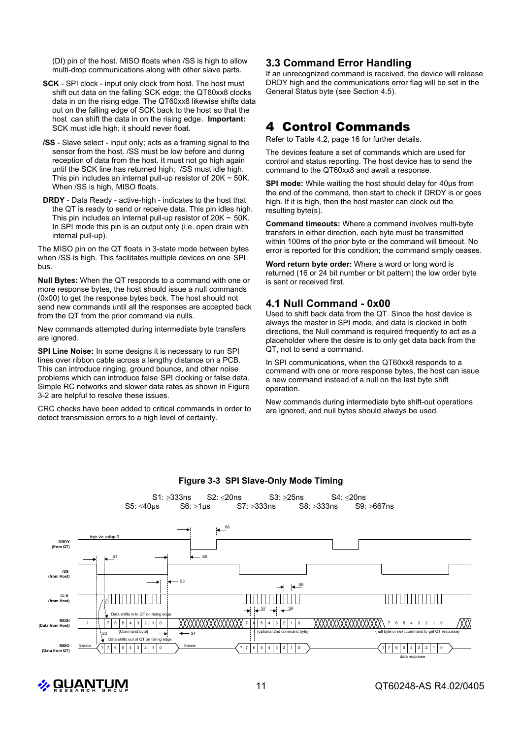(DI) pin of the host. MISO floats when /SS is high to allow multi-drop communications along with other slave parts.

**SCK** - SPI clock - input only clock from host. The host must shift out data on the falling SCK edge; the QT60xx8 clocks data in on the rising edge. The QT60xx8 likewise shifts data out on the falling edge of SCK back to the host so that the host can shift the data in on the rising edge. **Important:** SCK must idle high; it should never float.

**/SS** - Slave select - input only; acts as a framing signal to the sensor from the host. /SS must be low before and during reception of data from the host. It must not go high again until the SCK line has returned high; /SS must idle high. This pin includes an internal pull-up resistor of 20K ~ 50K. When /SS is high, MISO floats.

**DRDY** - Data Ready - active-high - indicates to the host that the QT is ready to send or receive data. This pin idles high. This pin includes an internal pull-up resistor of 20K ~ 50K. In SPI mode this pin is an output only (i.e. open drain with internal pull-up).

The MISO pin on the QT floats in 3-state mode between bytes when /SS is high. This facilitates multiple devices on one SPI bus.

**Null Bytes:** When the QT responds to a command with one or more response bytes, the host should issue a null commands (0x00) to get the response bytes back. The host should not send new commands until all the responses are accepted back from the QT from the prior command via nulls.

New commands attempted during intermediate byte transfers are ignored.

**SPI Line Noise:** In some designs it is necessary to run SPI lines over ribbon cable across a lengthy distance on a PCB. This can introduce ringing, ground bounce, and other noise problems which can introduce false SPI clocking or false data. Simple RC networks and slower data rates as shown in Figure 3-2 are helpful to resolve these issues.

CRC checks have been added to critical commands in order to detect transmission errors to a high level of certainty.

## 3.3 Command Error Handling

If an unrecognized command is received, the device will release DRDY high and the communications error flag will be set in the General Status byte (see Section 4.5).

# 4 Control Commands

Refer to Table 4.2, page 16 for further details.

The devices feature a set of commands which are used for control and status reporting. The host device has to send the command to the QT60xx8 and await a response.

**SPI mode:** While waiting the host should delay for 40µs from the end of the command, then start to check if DRDY is or goes high. If it is high, then the host master can clock out the resulting byte(s).

**Command timeouts:** Where a command involves multi-byte transfers in either direction, each byte must be transmitted within 100ms of the prior byte or the command will timeout. No error is reported for this condition; the command simply ceases.

**Word return byte order:** Where a word or long word is returned (16 or 24 bit number or bit pattern) the low order byte is sent or received first.

## 4.1 Null Command - 0x00

Used to shift back data from the QT. Since the host device is always the master in SPI mode, and data is clocked in both directions, the Null command is required frequently to act as a placeholder where the desire is to only get data back from the QT, not to send a command.

In SPI communications, when the QT60xx8 responds to a command with one or more response bytes, the host can issue a new command instead of a null on the last byte shift operation.

New commands during intermediate byte shift-out operations are ignored, and null bytes should always be used.

**Figure 3-3 SPI Slave-Only Mode Timing**

S1: ≥333ns S2: ≤20ns S3: ≥25ns S4: ≤20ns
S5: ≤40µs S6: ≥1µs S7: ≥333ns S8: ≥333ns S9: ≥667ns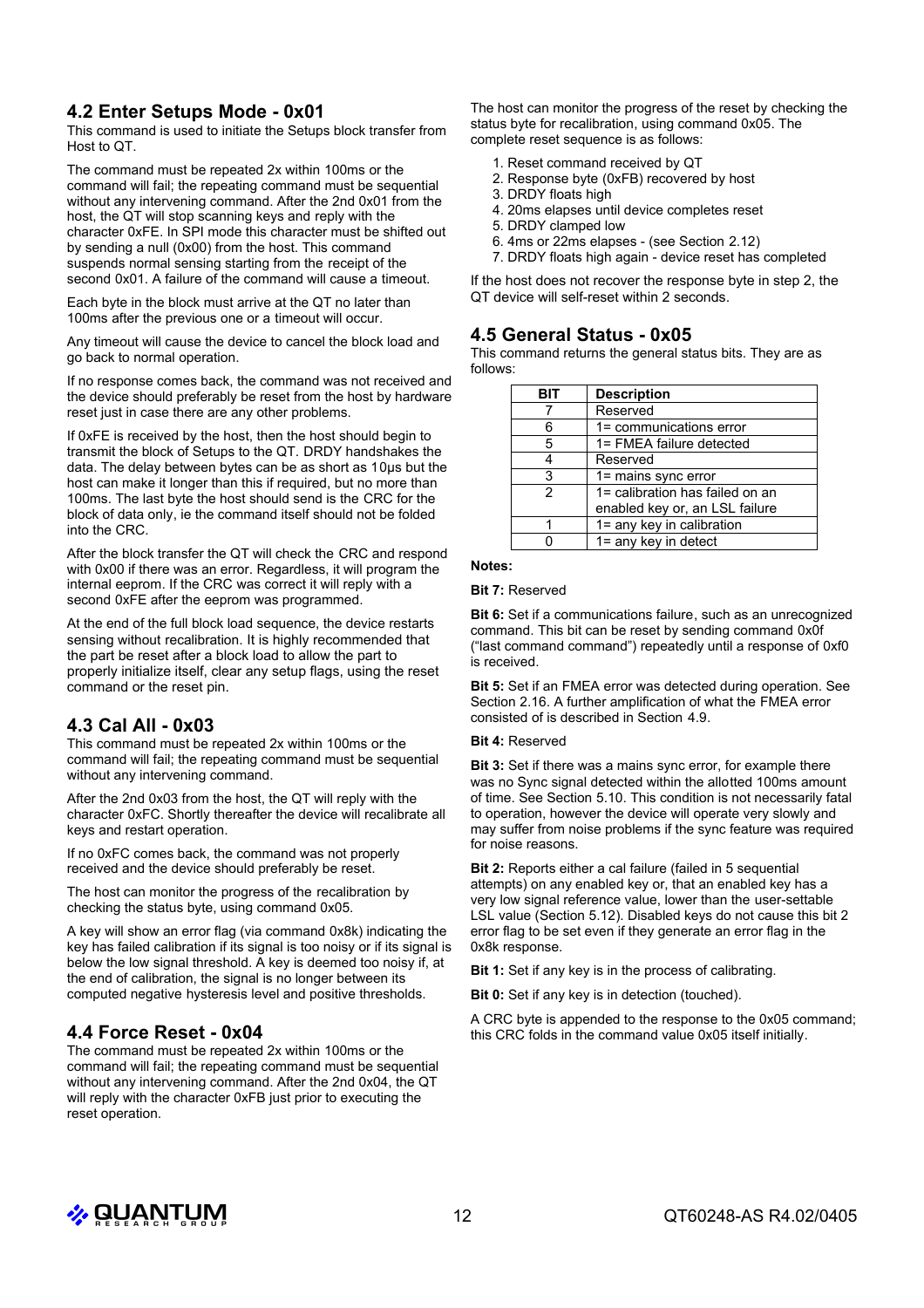## 4.2 Enter Setups Mode - 0x01

This command is used to initiate the Setups block transfer from Host to QT.

The command must be repeated 2x within 100ms or the command will fail; the repeating command must be sequential without any intervening command. After the 2nd 0x01 from the host, the QT will stop scanning keys and reply with the character 0xFE. In SPI mode this character must be shifted out by sending a null (0x00) from the host. This command suspends normal sensing starting from the receipt of the second 0x01. A failure of the command will cause a timeout.

Each byte in the block must arrive at the QT no later than 100ms after the previous one or a timeout will occur.

Any timeout will cause the device to cancel the block load and go back to normal operation.

If no response comes back, the command was not received and the device should preferably be reset from the host by hardware reset just in case there are any other problems.

If 0xFE is received by the host, then the host should begin to transmit the block of Setups to the QT. DRDY handshakes the data. The delay between bytes can be as short as 10µs but the host can make it longer than this if required, but no more than 100ms. The last byte the host should send is the CRC for the block of data only, ie the command itself should not be folded into the CRC.

After the block transfer the QT will check the CRC and respond with 0x00 if there was an error. Regardless, it will program the internal eeprom. If the CRC was correct it will reply with a second 0xFE after the eeprom was programmed.

At the end of the full block load sequence, the device restarts sensing without recalibration. It is highly recommended that the part be reset after a block load to allow the part to properly initialize itself, clear any setup flags, using the reset command or the reset pin.

## 4.3 Cal All - 0x03

This command must be repeated 2x within 100ms or the command will fail; the repeating command must be sequential without any intervening command.

After the 2nd 0x03 from the host, the QT will reply with the character 0xFC. Shortly thereafter the device will recalibrate all keys and restart operation.

If no 0xFC comes back, the command was not properly received and the device should preferably be reset.

The host can monitor the progress of the recalibration by checking the status byte, using command 0x05.

A key will show an error flag (via command 0x8k) indicating the key has failed calibration if its signal is too noisy or if its signal is below the low signal threshold. A key is deemed too noisy if, at the end of calibration, the signal is no longer between its computed negative hysteresis level and positive thresholds.

## 4.4 Force Reset - 0x04

The command must be repeated 2x within 100ms or the command will fail; the repeating command must be sequential without any intervening command. After the 2nd 0x04, the QT will reply with the character 0xFB just prior to executing the reset operation.

The host can monitor the progress of the reset by checking the status byte for recalibration, using command 0x05. The complete reset sequence is as follows:

1. Reset command received by QT
2. Response byte (0xFB) recovered by host
3. DRDY floats high
4. 20ms elapses until device completes reset
5. DRDY clamped low
6. 4ms or 22ms elapses - (see Section 2.12)
7. DRDY floats high again - device reset has completed

If the host does not recover the response byte in step 2, the QT device will self-reset within 2 seconds.

## 4.5 General Status - 0x05

This command returns the general status bits. They are as follows:

| BIT | Description |
|---|---|
| 7 | Reserved |
| 6 | 1= communications error |
| 5 | 1= FMEA failure detected |
| 4 | Reserved |
| 3 | 1= mains sync error |
| 2 | 1= calibration has failed on an enabled key or, an LSL failure |
| 1 | 1= any key in calibration |
| 0 | 1= any key in detect |

**Notes:**

**Bit 7:** Reserved

**Bit 6:** Set if a communications failure, such as an unrecognized command. This bit can be reset by sending command 0x0f ("last command command") repeatedly until a response of 0xf0 is received.

**Bit 5:** Set if an FMEA error was detected during operation. See Section 2.16. A further amplification of what the FMEA error consisted of is described in Section 4.9.

**Bit 4:** Reserved

**Bit 3:** Set if there was a mains sync error, for example there was no Sync signal detected within the allotted 100ms amount of time. See Section 5.10. This condition is not necessarily fatal to operation, however the device will operate very slowly and may suffer from noise problems if the sync feature was required for noise reasons.

**Bit 2:** Reports either a cal failure (failed in 5 sequential attempts) on any enabled key or, that an enabled key has a very low signal reference value, lower than the user-settable LSL value (Section 5.12). Disabled keys do not cause this bit 2 error flag to be set even if they generate an error flag in the 0x8k response.

**Bit 1:** Set if any key is in the process of calibrating.

**Bit 0:** Set if any key is in detection (touched).

A CRC byte is appended to the response to the 0x05 command; this CRC folds in the command value 0x05 itself initially.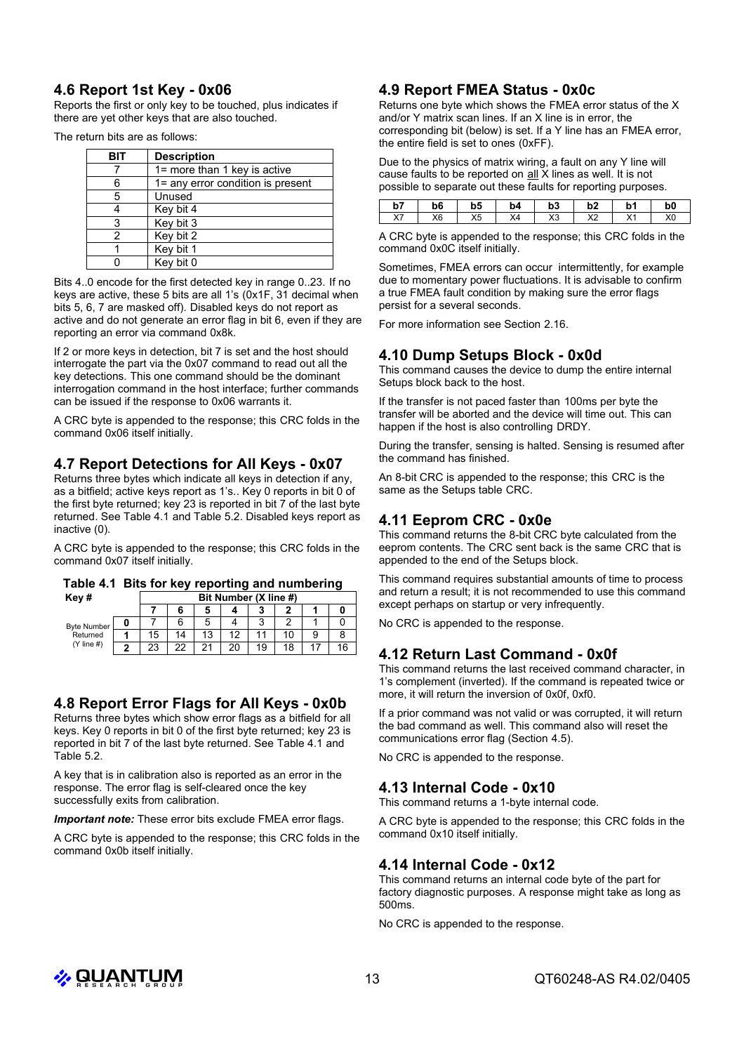## 4.6 Report 1st Key - 0x06

Reports the first or only key to be touched, plus indicates if there are yet other keys that are also touched.

The return bits are as follows:

| BIT | Description |
|---|---|
| 7 | 1= more than 1 key is active |
| 6 | 1= any error condition is present |
| 5 | Unused |
| 4 | Key bit 4 |
| 3 | Key bit 3 |
| 2 | Key bit 2 |
| 1 | Key bit 1 |
| 0 | Key bit 0 |

Bits 4..0 encode for the first detected key in range 0..23. If no keys are active, these 5 bits are all 1's (0x1F, 31 decimal when bits 5, 6, 7 are masked off). Disabled keys do not report as active and do not generate an error flag in bit 6, even if they are reporting an error via command 0x8k.

If 2 or more keys in detection, bit 7 is set and the host should interrogate the part via the 0x07 command to read out all the key detections. This one command should be the dominant interrogation command in the host interface; further commands can be issued if the response to 0x06 warrants it.

A CRC byte is appended to the response; this CRC folds in the command 0x06 itself initially.

## 4.7 Report Detections for All Keys - 0x07

Returns three bytes which indicate all keys in detection if any, as a bitfield; active keys report as 1's.. Key 0 reports in bit 0 of the first byte returned; key 23 is reported in bit 7 of the last byte returned. See Table 4.1 and Table 5.2. Disabled keys report as inactive (0).

A CRC byte is appended to the response; this CRC folds in the command 0x07 itself initially.

**Table 4.1 Bits for key reporting and numbering**

| Key # | | Bit Number (X line #) | | | | | | | |
|---|---|---|---|---|---|---|---|---|---|
| | | 7 | 6 | 5 | 4 | 3 | 2 | 1 | 0 |
| Byte Number Returned (Y line #) | 0 | 7 | 6 | 5 | 4 | 3 | 2 | 1 | 0 |
| | 1 | 15 | 14 | 13 | 12 | 11 | 10 | 9 | 8 |
| | 2 | 23 | 22 | 21 | 20 | 19 | 18 | 17 | 16 |

## 4.8 Report Error Flags for All Keys - 0x0b

Returns three bytes which show error flags as a bitfield for all keys. Key 0 reports in bit 0 of the first byte returned; key 23 is reported in bit 7 of the last byte returned. See Table 4.1 and Table 5.2.

A key that is in calibration also is reported as an error in the response. The error flag is self-cleared once the key successfully exits from calibration.

***Important note:*** These error bits exclude FMEA error flags.

A CRC byte is appended to the response; this CRC folds in the command 0x0b itself initially.

## 4.9 Report FMEA Status - 0x0c

Returns one byte which shows the FMEA error status of the X and/or Y matrix scan lines. If an X line is in error, the corresponding bit (below) is set. If a Y line has an FMEA error, the entire field is set to ones (0xFF).

Due to the physics of matrix wiring, a fault on any Y line will cause faults to be reported on all X lines as well. It is not possible to separate out these faults for reporting purposes.

| b7 | b6 | b5 | b4 | b3 | b2 | b1 | b0 |
|---|---|---|---|---|---|---|---|
| X7 | X6 | X5 | X4 | X3 | X2 | X1 | X0 |

A CRC byte is appended to the response; this CRC folds in the command 0x0C itself initially.

Sometimes, FMEA errors can occur intermittently, for example due to momentary power fluctuations. It is advisable to confirm a true FMEA fault condition by making sure the error flags persist for a several seconds.

For more information see Section 2.16.

## 4.10 Dump Setups Block - 0x0d

This command causes the device to dump the entire internal Setups block back to the host.

If the transfer is not paced faster than 100ms per byte the transfer will be aborted and the device will time out. This can happen if the host is also controlling DRDY.

During the transfer, sensing is halted. Sensing is resumed after the command has finished.

An 8-bit CRC is appended to the response; this CRC is the same as the Setups table CRC.

## 4.11 Eeprom CRC - 0x0e

This command returns the 8-bit CRC byte calculated from the eeprom contents. The CRC sent back is the same CRC that is appended to the end of the Setups block.

This command requires substantial amounts of time to process and return a result; it is not recommended to use this command except perhaps on startup or very infrequently.

No CRC is appended to the response.

## 4.12 Return Last Command - 0x0f

This command returns the last received command character, in 1's complement (inverted). If the command is repeated twice or more, it will return the inversion of 0x0f, 0xf0.

If a prior command was not valid or was corrupted, it will return the bad command as well. This command also will reset the communications error flag (Section 4.5).

No CRC is appended to the response.

## 4.13 Internal Code - 0x10

This command returns a 1-byte internal code.

A CRC byte is appended to the response; this CRC folds in the command 0x10 itself initially.

## 4.14 Internal Code - 0x12

This command returns an internal code byte of the part for factory diagnostic purposes. A response might take as long as 500ms.

No CRC is appended to the response.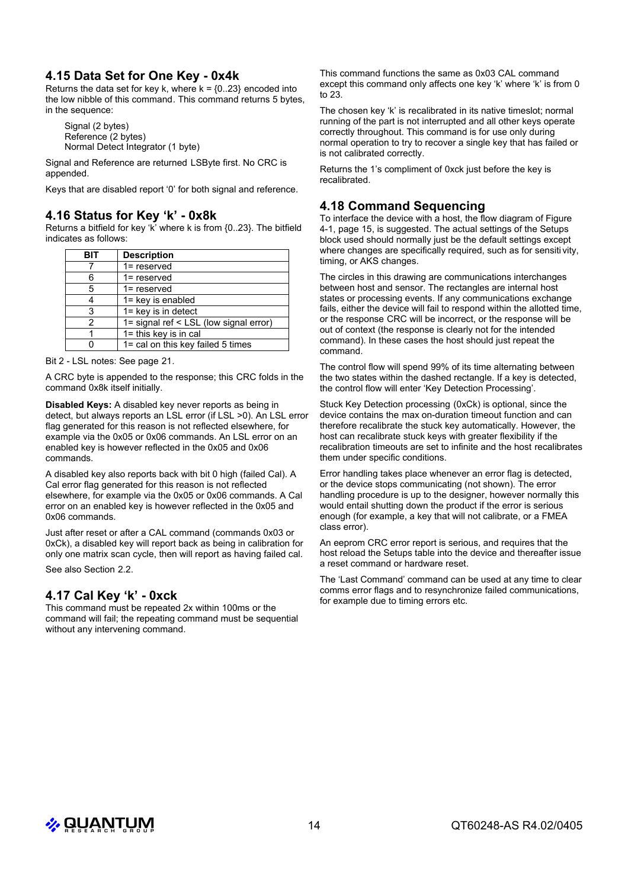## 4.15 Data Set for One Key - 0x4k

Returns the data set for key k, where k = {0..23} encoded into the low nibble of this command. This command returns 5 bytes, in the sequence:

Signal (2 bytes)
Reference (2 bytes)
Normal Detect Integrator (1 byte)

Signal and Reference are returned LSByte first. No CRC is appended.

Keys that are disabled report '0' for both signal and reference.

## 4.16 Status for Key 'k' - 0x8k

Returns a bitfield for key 'k' where k is from {0..23}. The bitfield indicates as follows:

| BIT | Description |
|---|---|
| 7 | 1= reserved |
| 6 | 1= reserved |
| 5 | 1= reserved |
| 4 | 1= key is enabled |
| 3 | 1= key is in detect |
| 2 | 1= signal ref < LSL (low signal error) |
| 1 | 1= this key is in cal |
| 0 | 1= cal on this key failed 5 times |

Bit 2 - LSL notes: See page 21.

A CRC byte is appended to the response; this CRC folds in the command 0x8k itself initially.

**Disabled Keys:** A disabled key never reports as being in detect, but always reports an LSL error (if LSL >0). An LSL error flag generated for this reason is not reflected elsewhere, for example via the 0x05 or 0x06 commands. An LSL error on an enabled key is however reflected in the 0x05 and 0x06 commands.

A disabled key also reports back with bit 0 high (failed Cal). A Cal error flag generated for this reason is not reflected elsewhere, for example via the 0x05 or 0x06 commands. A Cal error on an enabled key is however reflected in the 0x05 and 0x06 commands.

Just after reset or after a CAL command (commands 0x03 or 0xCk), a disabled key will report back as being in calibration for only one matrix scan cycle, then will report as having failed cal.

See also Section 2.2.

## 4.17 Cal Key 'k' - 0xck

This command must be repeated 2x within 100ms or the command will fail; the repeating command must be sequential without any intervening command.

This command functions the same as 0x03 CAL command except this command only affects one key 'k' where 'k' is from 0 to 23.

The chosen key 'k' is recalibrated in its native timeslot; normal running of the part is not interrupted and all other keys operate correctly throughout. This command is for use only during normal operation to try to recover a single key that has failed or is not calibrated correctly.

Returns the 1's compliment of 0xck just before the key is recalibrated.

## 4.18 Command Sequencing

To interface the device with a host, the flow diagram of Figure 4-1, page 15, is suggested. The actual settings of the Setups block used should normally just be the default settings except where changes are specifically required, such as for sensitivity, timing, or AKS changes.

The circles in this drawing are communications interchanges between host and sensor. The rectangles are internal host states or processing events. If any communications exchange fails, either the device will fail to respond within the allotted time, or the response CRC will be incorrect, or the response will be out of context (the response is clearly not for the intended command). In these cases the host should just repeat the command.

The control flow will spend 99% of its time alternating between the two states within the dashed rectangle. If a key is detected, the control flow will enter 'Key Detection Processing'.

Stuck Key Detection processing (0xCk) is optional, since the device contains the max on-duration timeout function and can therefore recalibrate the stuck key automatically. However, the host can recalibrate stuck keys with greater flexibility if the recalibration timeouts are set to infinite and the host recalibrates them under specific conditions.

Error handling takes place whenever an error flag is detected, or the device stops communicating (not shown). The error handling procedure is up to the designer, however normally this would entail shutting down the product if the error is serious enough (for example, a key that will not calibrate, or a FMEA class error).

An eeprom CRC error report is serious, and requires that the host reload the Setups table into the device and thereafter issue a reset command or hardware reset.

The 'Last Command' command can be used at any time to clear comms error flags and to resynchronize failed communications, for example due to timing errors etc.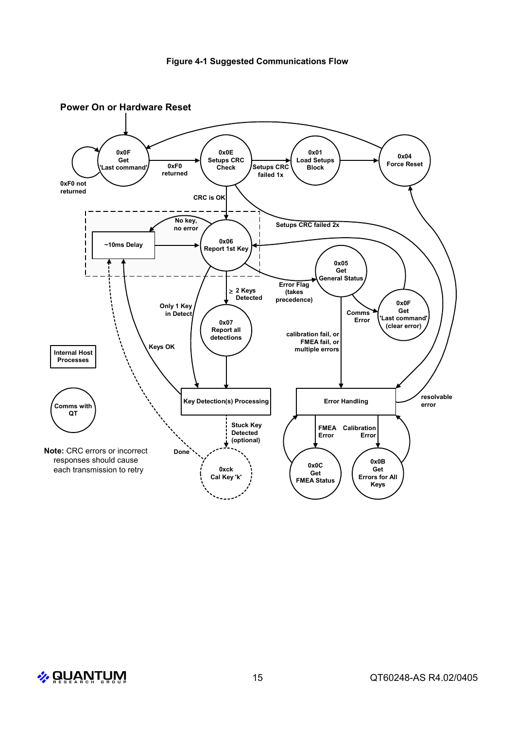**Figure 4-1 Suggested Communications Flow**

Power On or Hardware Reset

0x0F Get 'Last command'

0xF0 not returned

0xF0 returned

0x0E Setups CRC Check

Setups CRC failed 1x

0x01 Load Setups Block

0x04 Force Reset

CRC is OK

Setups CRC failed 2x

No key, no error

~10ms Delay

0x06 Report 1st Key

0x05 Get General Status

Error Flag (takes precedence)

0x0F Get 'Last command' (clear error)

Comms Error

≥ 2 Keys Detected

Only 1 Key in Detect

0x07 Report all detections

calibration fail, or FMEA fail, or multiple errors

Keys OK

Key Detection(s) Processing

Error Handling

resolvable error

Internal Host Processes

Comms with QT

Stuck Key Detected (optional)

Done

0xck Cal Key 'k'

FMEA Error

Calibration Error

0x0C Get FMEA Status

0x0B Get Errors for All Keys

**Note:** CRC errors or incorrect responses should cause each transmission to retry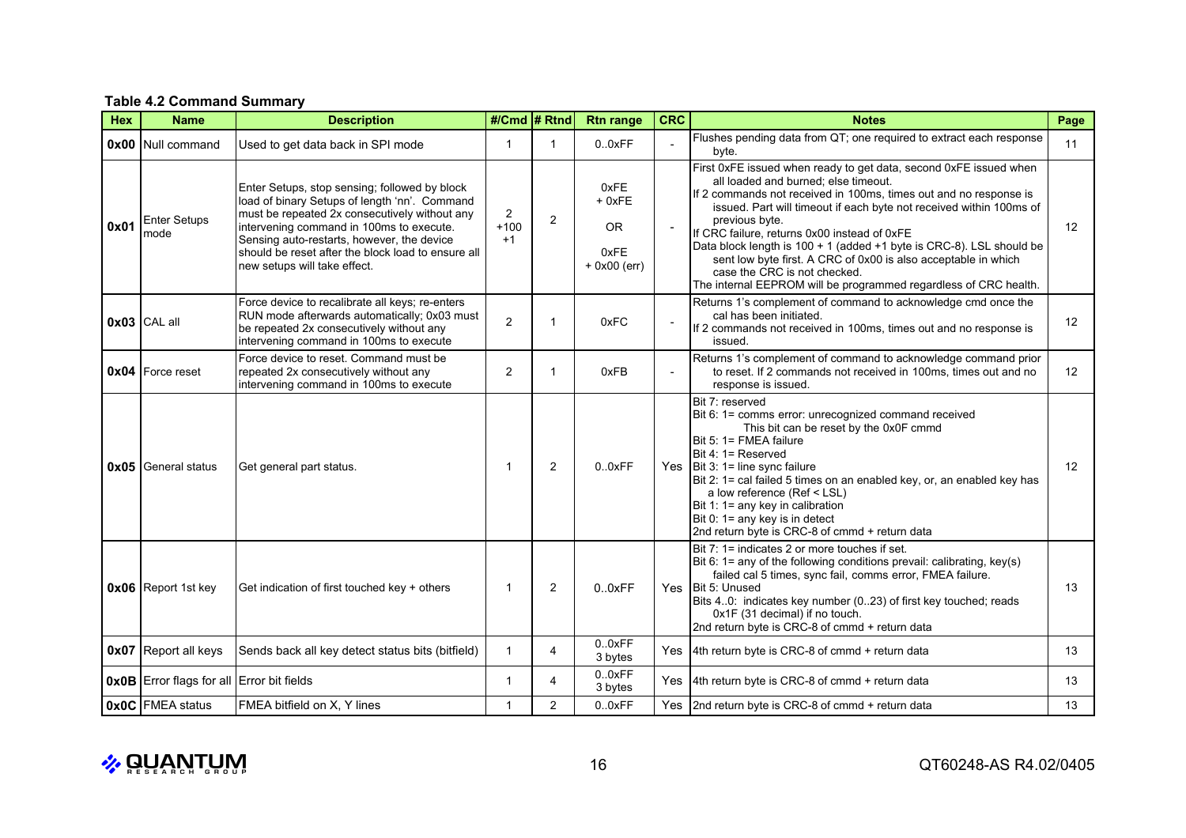**Table 4.2 Command Summary**

| Hex | Name | Description | #/Cmd | # Rtnd | Rtn range | CRC | Notes | Page |
|---|---|---|---|---|---|---|---|---|
| **0x00** | Null command | Used to get data back in SPI mode | 1 | 1 | 0..0xFF | - | Flushes pending data from QT; one required to extract each response byte. | 11 |
| **0x01** | Enter Setups mode | Enter Setups, stop sensing; followed by block load of binary Setups of length 'nn'. Command must be repeated 2x consecutively without any intervening command in 100ms to execute. Sensing auto-restarts, however, the device should be reset after the block load to ensure all new setups will take effect. | 2 +100 +1 | 2 | 0xFE + 0xFE OR 0xFE + 0x00 (err) | - | First 0xFE issued when ready to get data, second 0xFE issued when all loaded and burned; else timeout. If 2 commands not received in 100ms, times out and no response is issued. Part will timeout if each byte not received within 100ms of previous byte. If CRC failure, returns 0x00 instead of 0xFE. Data block length is 100 + 1 (added +1 byte is CRC-8). LSL should be sent low byte first. A CRC of 0x00 is also acceptable in which case the CRC is not checked. The internal EEPROM will be programmed regardless of CRC health. | 12 |
| **0x03** | CAL all | Force device to recalibrate all keys; re-enters RUN mode afterwards automatically; 0x03 must be repeated 2x consecutively without any intervening command in 100ms to execute | 2 | 1 | 0xFC | - | Returns 1's complement of command to acknowledge cmd once the cal has been initiated. If 2 commands not received in 100ms, times out and no response is issued. | 12 |
| **0x04** | Force reset | Force device to reset. Command must be repeated 2x consecutively without any intervening command in 100ms to execute | 2 | 1 | 0xFB | - | Returns 1's complement of command to acknowledge command prior to reset. If 2 commands not received in 100ms, times out and no response is issued. | 12 |
| **0x05** | General status | Get general part status. | 1 | 2 | 0..0xFF | Yes | Bit 7: reserved<br>Bit 6: 1= comms error: unrecognized command received. This bit can be reset by the 0x0F cmmd<br>Bit 5: 1= FMEA failure<br>Bit 4: 1= Reserved<br>Bit 3: 1= line sync failure<br>Bit 2: 1= cal failed 5 times on an enabled key, or, an enabled key has a low reference (Ref < LSL)<br>Bit 1: 1= any key in calibration<br>Bit 0: 1= any key is in detect<br>2nd return byte is CRC-8 of cmmd + return data | 12 |
| **0x06** | Report 1st key | Get indication of first touched key + others | 1 | 2 | 0..0xFF | Yes | Bit 7: 1= indicates 2 or more touches if set.<br>Bit 6: 1= any of the following conditions prevail: calibrating, key(s) failed cal 5 times, sync fail, comms error, FMEA failure.<br>Bit 5: Unused<br>Bits 4..0: indicates key number (0..23) of first key touched; reads 0x1F (31 decimal) if no touch.<br>2nd return byte is CRC-8 of cmmd + return data | 13 |
| **0x07** | Report all keys | Sends back all key detect status bits (bitfield) | 1 | 4 | 0..0xFF 3 bytes | Yes | 4th return byte is CRC-8 of cmmd + return data | 13 |
| **0x0B** | Error flags for all | Error bit fields | 1 | 4 | 0..0xFF 3 bytes | Yes | 4th return byte is CRC-8 of cmmd + return data | 13 |
| **0x0C** | FMEA status | FMEA bitfield on X, Y lines | 1 | 2 | 0..0xFF | Yes | 2nd return byte is CRC-8 of cmmd + return data | 13 |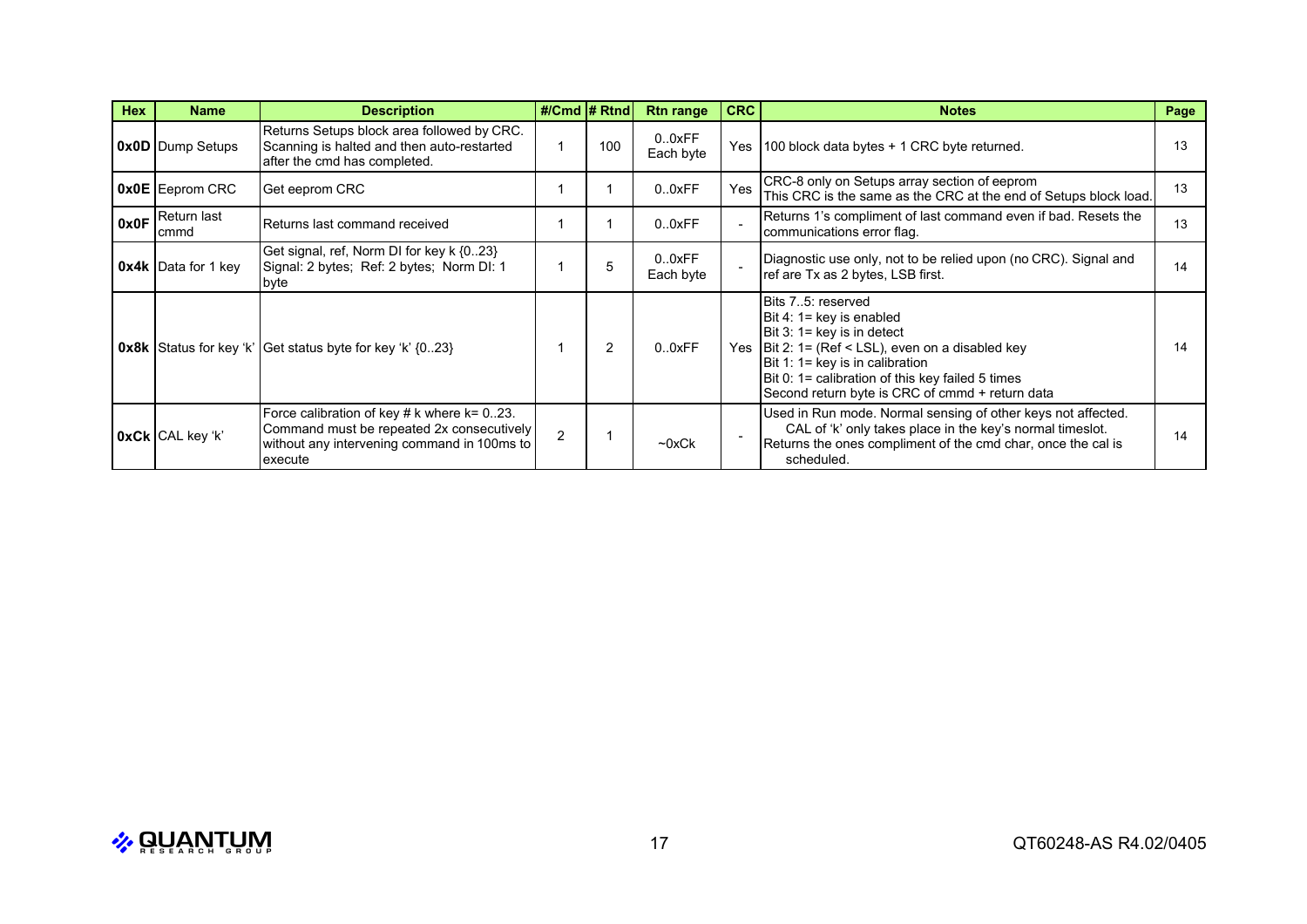| Hex | Name | Description | #/Cmd | # Rtnd | Rtn range | CRC | Notes | Page |
|---|---|---|---|---|---|---|---|---|
| **0x0D** | Dump Setups | Returns Setups block area followed by CRC. Scanning is halted and then auto-restarted after the cmd has completed. | 1 | 100 | 0..0xFF Each byte | Yes | 100 block data bytes + 1 CRC byte returned. | 13 |
| **0x0E** | Eeprom CRC | Get eeprom CRC | 1 | 1 | 0..0xFF | Yes | CRC-8 only on Setups array section of eeprom<br>This CRC is the same as the CRC at the end of Setups block load. | 13 |
| **0x0F** | Return last cmmd | Returns last command received | 1 | 1 | 0..0xFF | - | Returns 1's compliment of last command even if bad. Resets the communications error flag. | 13 |
| **0x4k** | Data for 1 key | Get signal, ref, Norm DI for key k {0..23}<br>Signal: 2 bytes; Ref: 2 bytes; Norm DI: 1 byte | 1 | 5 | 0..0xFF Each byte | - | Diagnostic use only, not to be relied upon (no CRC). Signal and ref are Tx as 2 bytes, LSB first. | 14 |
| **0x8k** | Status for key 'k' | Get status byte for key 'k' {0..23} | 1 | 2 | 0..0xFF | Yes | Bits 7..5: reserved<br>Bit 4: 1= key is enabled<br>Bit 3: 1= key is in detect<br>Bit 2: 1= (Ref < LSL), even on a disabled key<br>Bit 1: 1= key is in calibration<br>Bit 0: 1= calibration of this key failed 5 times<br>Second return byte is CRC of cmmd + return data | 14 |
| **0xCk** | CAL key 'k' | Force calibration of key # k where k= 0..23. Command must be repeated 2x consecutively without any intervening command in 100ms to execute | 2 | 1 | ~0xCk | - | Used in Run mode. Normal sensing of other keys not affected. CAL of 'k' only takes place in the key's normal timeslot.<br>Returns the ones compliment of the cmd char, once the cal is scheduled. | 14 |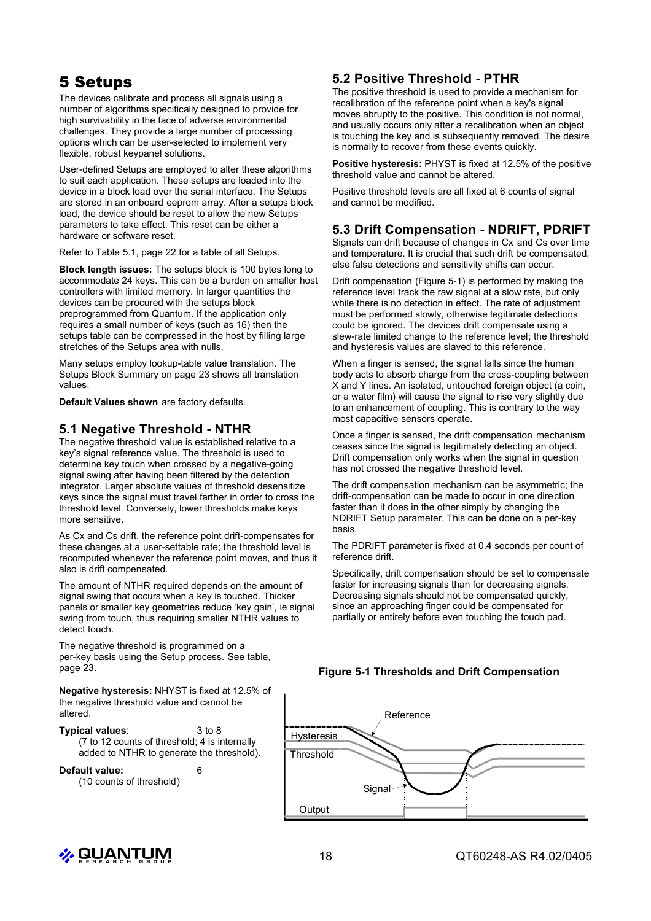# 5 Setups

The devices calibrate and process all signals using a number of algorithms specifically designed to provide for high survivability in the face of adverse environmental challenges. They provide a large number of processing options which can be user-selected to implement very flexible, robust keypanel solutions.

User-defined Setups are employed to alter these algorithms to suit each application. These setups are loaded into the device in a block load over the serial interface. The Setups are stored in an onboard eeprom array. After a setups block load, the device should be reset to allow the new Setups parameters to take effect. This reset can be either a hardware or software reset.

Refer to Table 5.1, page 22 for a table of all Setups.

**Block length issues:** The setups block is 100 bytes long to accommodate 24 keys. This can be a burden on smaller host controllers with limited memory. In larger quantities the devices can be procured with the setups block preprogrammed from Quantum. If the application only requires a small number of keys (such as 16) then the setups table can be compressed in the host by filling large stretches of the Setups area with nulls.

Many setups employ lookup-table value translation. The Setups Block Summary on page 23 shows all translation values.

**Default Values shown** are factory defaults.

## 5.1 Negative Threshold - NTHR

The negative threshold value is established relative to a key's signal reference value. The threshold is used to determine key touch when crossed by a negative-going signal swing after having been filtered by the detection integrator. Larger absolute values of threshold desensitize keys since the signal must travel farther in order to cross the threshold level. Conversely, lower thresholds make keys more sensitive.

As Cx and Cs drift, the reference point drift-compensates for these changes at a user-settable rate; the threshold level is recomputed whenever the reference point moves, and thus it also is drift compensated.

The amount of NTHR required depends on the amount of signal swing that occurs when a key is touched. Thicker panels or smaller key geometries reduce 'key gain', ie signal swing from touch, thus requiring smaller NTHR values to detect touch.

The negative threshold is programmed on a per-key basis using the Setup process. See table, page 23.

**Negative hysteresis:** NHYST is fixed at 12.5% of the negative threshold value and cannot be altered.

**Typical values**: 3 to 8
(7 to 12 counts of threshold; 4 is internally added to NTHR to generate the threshold).

**Default value:** 6
(10 counts of threshold)

## 5.2 Positive Threshold - PTHR

The positive threshold is used to provide a mechanism for recalibration of the reference point when a key's signal moves abruptly to the positive. This condition is not normal, and usually occurs only after a recalibration when an object is touching the key and is subsequently removed. The desire is normally to recover from these events quickly.

**Positive hysteresis:** PHYST is fixed at 12.5% of the positive threshold value and cannot be altered.

Positive threshold levels are all fixed at 6 counts of signal and cannot be modified.

## 5.3 Drift Compensation - NDRIFT, PDRIFT

Signals can drift because of changes in Cx and Cs over time and temperature. It is crucial that such drift be compensated, else false detections and sensitivity shifts can occur.

Drift compensation (Figure 5-1) is performed by making the reference level track the raw signal at a slow rate, but only while there is no detection in effect. The rate of adjustment must be performed slowly, otherwise legitimate detections could be ignored. The devices drift compensate using a slew-rate limited change to the reference level; the threshold and hysteresis values are slaved to this reference.

When a finger is sensed, the signal falls since the human body acts to absorb charge from the cross-coupling between X and Y lines. An isolated, untouched foreign object (a coin, or a water film) will cause the signal to rise very slightly due to an enhancement of coupling. This is contrary to the way most capacitive sensors operate.

Once a finger is sensed, the drift compensation mechanism ceases since the signal is legitimately detecting an object. Drift compensation only works when the signal in question has not crossed the negative threshold level.

The drift compensation mechanism can be asymmetric; the drift-compensation can be made to occur in one direction faster than it does in the other simply by changing the NDRIFT Setup parameter. This can be done on a per-key basis.

The PDRIFT parameter is fixed at 0.4 seconds per count of reference drift.

Specifically, drift compensation should be set to compensate faster for increasing signals than for decreasing signals. Decreasing signals should not be compensated quickly, since an approaching finger could be compensated for partially or entirely before even touching the touch pad.

**Figure 5-1 Thresholds and Drift Compensation**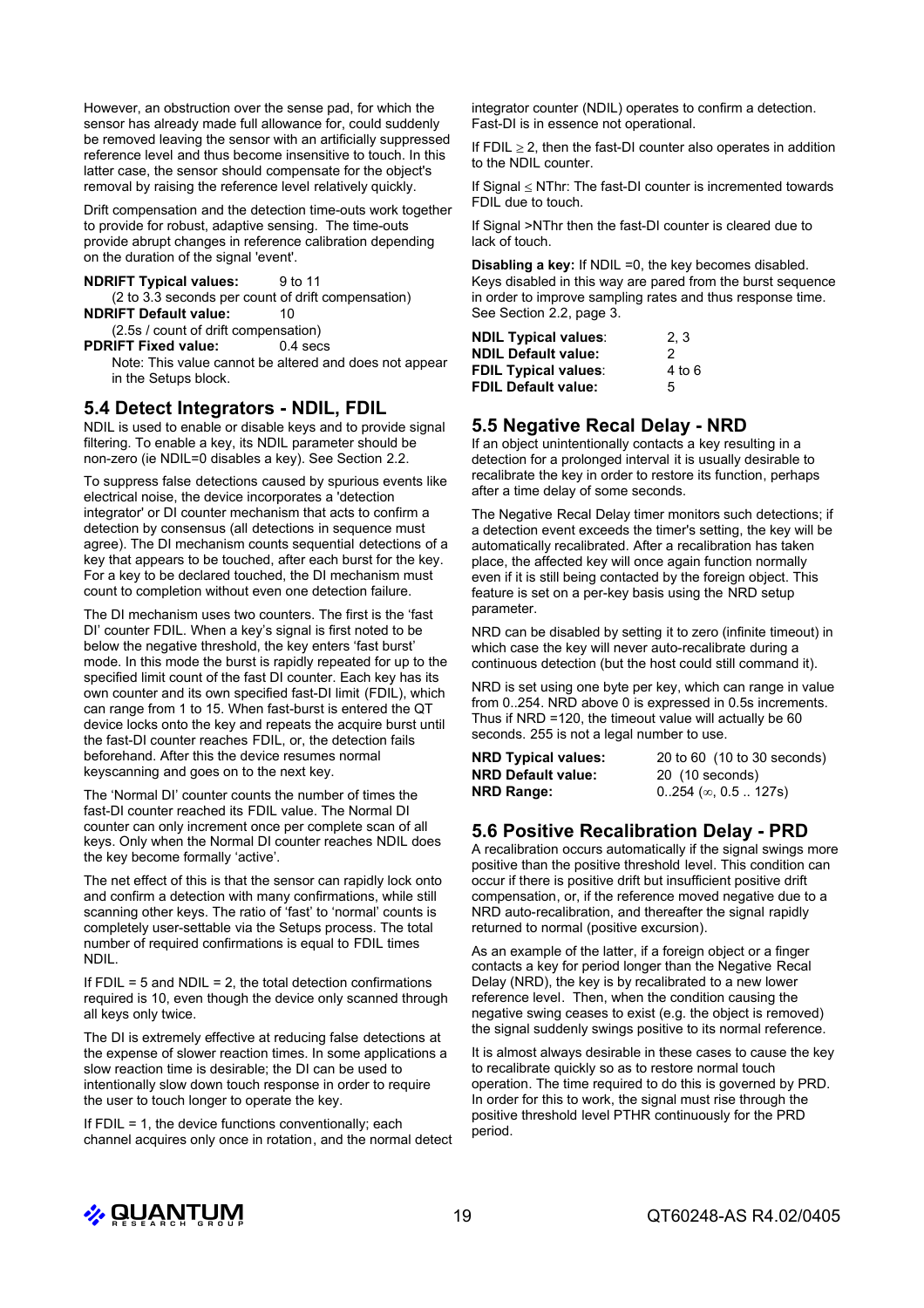However, an obstruction over the sense pad, for which the sensor has already made full allowance for, could suddenly be removed leaving the sensor with an artificially suppressed reference level and thus become insensitive to touch. In this latter case, the sensor should compensate for the object's removal by raising the reference level relatively quickly.

Drift compensation and the detection time-outs work together to provide for robust, adaptive sensing. The time-outs provide abrupt changes in reference calibration depending on the duration of the signal 'event'.

**NDRIFT Typical values:** 9 to 11
(2 to 3.3 seconds per count of drift compensation)
**NDRIFT Default value:** 10
(2.5s / count of drift compensation)
**PDRIFT Fixed value:** 0.4 secs
Note: This value cannot be altered and does not appear in the Setups block.

## 5.4 Detect Integrators - NDIL, FDIL

NDIL is used to enable or disable keys and to provide signal filtering. To enable a key, its NDIL parameter should be non-zero (ie NDIL=0 disables a key). See Section 2.2.

To suppress false detections caused by spurious events like electrical noise, the device incorporates a 'detection integrator' or DI counter mechanism that acts to confirm a detection by consensus (all detections in sequence must agree). The DI mechanism counts sequential detections of a key that appears to be touched, after each burst for the key. For a key to be declared touched, the DI mechanism must count to completion without even one detection failure.

The DI mechanism uses two counters. The first is the 'fast DI' counter FDIL. When a key's signal is first noted to be below the negative threshold, the key enters 'fast burst' mode. In this mode the burst is rapidly repeated for up to the specified limit count of the fast DI counter. Each key has its own counter and its own specified fast-DI limit (FDIL), which can range from 1 to 15. When fast-burst is entered the QT device locks onto the key and repeats the acquire burst until the fast-DI counter reaches FDIL, or, the detection fails beforehand. After this the device resumes normal keyscanning and goes on to the next key.

The 'Normal DI' counter counts the number of times the fast-DI counter reached its FDIL value. The Normal DI counter can only increment once per complete scan of all keys. Only when the Normal DI counter reaches NDIL does the key become formally 'active'.

The net effect of this is that the sensor can rapidly lock onto and confirm a detection with many confirmations, while still scanning other keys. The ratio of 'fast' to 'normal' counts is completely user-settable via the Setups process. The total number of required confirmations is equal to FDIL times NDIL.

If FDIL = 5 and NDIL = 2, the total detection confirmations required is 10, even though the device only scanned through all keys only twice.

The DI is extremely effective at reducing false detections at the expense of slower reaction times. In some applications a slow reaction time is desirable; the DI can be used to intentionally slow down touch response in order to require the user to touch longer to operate the key.

If FDIL = 1, the device functions conventionally; each channel acquires only once in rotation, and the normal detect integrator counter (NDIL) operates to confirm a detection. Fast-DI is in essence not operational.

If FDIL $\geq$ 2, then the fast-DI counter also operates in addition to the NDIL counter.

If Signal $\leq$ NThr: The fast-DI counter is incremented towards FDIL due to touch.

If Signal >NThr then the fast-DI counter is cleared due to lack of touch.

**Disabling a key:** If NDIL =0, the key becomes disabled. Keys disabled in this way are pared from the burst sequence in order to improve sampling rates and thus response time. See Section 2.2, page 3.

| | |
|---|---|
| **NDIL Typical values**: | 2, 3 |
| **NDIL Default value:** | 2 |
| **FDIL Typical values**: | 4 to 6 |
| **FDIL Default value:** | 5 |

## 5.5 Negative Recal Delay - NRD

If an object unintentionally contacts a key resulting in a detection for a prolonged interval it is usually desirable to recalibrate the key in order to restore its function, perhaps after a time delay of some seconds.

The Negative Recal Delay timer monitors such detections; if a detection event exceeds the timer's setting, the key will be automatically recalibrated. After a recalibration has taken place, the affected key will once again function normally even if it is still being contacted by the foreign object. This feature is set on a per-key basis using the NRD setup parameter.

NRD can be disabled by setting it to zero (infinite timeout) in which case the key will never auto-recalibrate during a continuous detection (but the host could still command it).

NRD is set using one byte per key, which can range in value from 0..254. NRD above 0 is expressed in 0.5s increments. Thus if NRD =120, the timeout value will actually be 60 seconds. 255 is not a legal number to use.

| | |
|---|---|
| **NRD Typical values:** | 20 to 60 (10 to 30 seconds) |
| **NRD Default value:** | 20 (10 seconds) |
| **NRD Range:** | 0..254 ($\infty$, 0.5 .. 127s) |

## 5.6 Positive Recalibration Delay - PRD

A recalibration occurs automatically if the signal swings more positive than the positive threshold level. This condition can occur if there is positive drift but insufficient positive drift compensation, or, if the reference moved negative due to a NRD auto-recalibration, and thereafter the signal rapidly returned to normal (positive excursion).

As an example of the latter, if a foreign object or a finger contacts a key for period longer than the Negative Recal Delay (NRD), the key is by recalibrated to a new lower reference level. Then, when the condition causing the negative swing ceases to exist (e.g. the object is removed) the signal suddenly swings positive to its normal reference.

It is almost always desirable in these cases to cause the key to recalibrate quickly so as to restore normal touch operation. The time required to do this is governed by PRD. In order for this to work, the signal must rise through the positive threshold level PTHR continuously for the PRD period.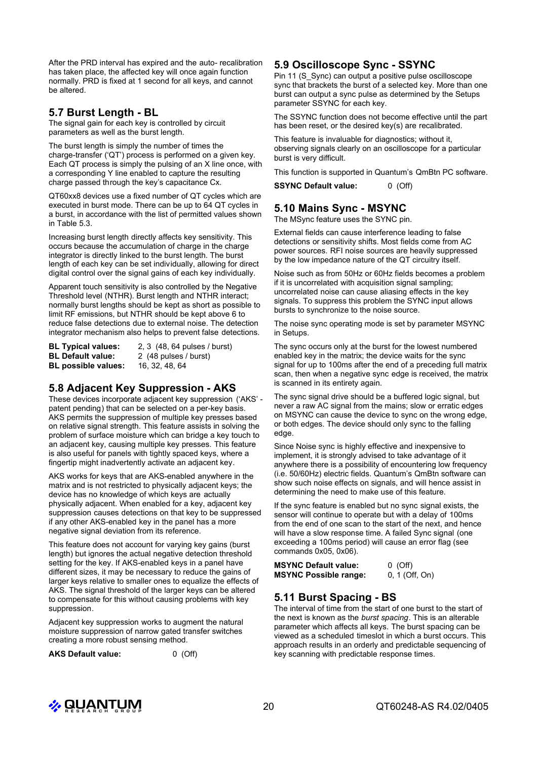After the PRD interval has expired and the auto- recalibration has taken place, the affected key will once again function normally. PRD is fixed at 1 second for all keys, and cannot be altered.

## 5.7 Burst Length - BL

The signal gain for each key is controlled by circuit parameters as well as the burst length.

The burst length is simply the number of times the charge-transfer ('QT') process is performed on a given key. Each QT process is simply the pulsing of an X line once, with a corresponding Y line enabled to capture the resulting charge passed through the key's capacitance Cx.

QT60xx8 devices use a fixed number of QT cycles which are executed in burst mode. There can be up to 64 QT cycles in a burst, in accordance with the list of permitted values shown in Table 5.3.

Increasing burst length directly affects key sensitivity. This occurs because the accumulation of charge in the charge integrator is directly linked to the burst length. The burst length of each key can be set individually, allowing for direct digital control over the signal gains of each key individually.

Apparent touch sensitivity is also controlled by the Negative Threshold level (NTHR). Burst length and NTHR interact; normally burst lengths should be kept as short as possible to limit RF emissions, but NTHR should be kept above 6 to reduce false detections due to external noise. The detection integrator mechanism also helps to prevent false detections.

**BL Typical values:** 2, 3 (48, 64 pulses / burst)
**BL Default value:** 2 (48 pulses / burst)
**BL possible values:** 16, 32, 48, 64

## 5.8 Adjacent Key Suppression - AKS

These devices incorporate adjacent key suppression ('AKS' - patent pending) that can be selected on a per-key basis. AKS permits the suppression of multiple key presses based on relative signal strength. This feature assists in solving the problem of surface moisture which can bridge a key touch to an adjacent key, causing multiple key presses. This feature is also useful for panels with tightly spaced keys, where a fingertip might inadvertently activate an adjacent key.

AKS works for keys that are AKS-enabled anywhere in the matrix and is not restricted to physically adjacent keys; the device has no knowledge of which keys are actually physically adjacent. When enabled for a key, adjacent key suppression causes detections on that key to be suppressed if any other AKS-enabled key in the panel has a more negative signal deviation from its reference.

This feature does not account for varying key gains (burst length) but ignores the actual negative detection threshold setting for the key. If AKS-enabled keys in a panel have different sizes, it may be necessary to reduce the gains of larger keys relative to smaller ones to equalize the effects of AKS. The signal threshold of the larger keys can be altered to compensate for this without causing problems with key suppression.

Adjacent key suppression works to augment the natural moisture suppression of narrow gated transfer switches creating a more robust sensing method.

**AKS Default value:** 0 (Off)

## 5.9 Oscilloscope Sync - SSYNC

Pin 11 (S_Sync) can output a positive pulse oscilloscope sync that brackets the burst of a selected key. More than one burst can output a sync pulse as determined by the Setups parameter SSYNC for each key.

The SSYNC function does not become effective until the part has been reset, or the desired key(s) are recalibrated.

This feature is invaluable for diagnostics; without it, observing signals clearly on an oscilloscope for a particular burst is very difficult.

This function is supported in Quantum's QmBtn PC software.

**SSYNC Default value:** 0 (Off)

## 5.10 Mains Sync - MSYNC

The MSync feature uses the SYNC pin.

External fields can cause interference leading to false detections or sensitivity shifts. Most fields come from AC power sources. RFI noise sources are heavily suppressed by the low impedance nature of the QT circuitry itself.

Noise such as from 50Hz or 60Hz fields becomes a problem if it is uncorrelated with acquisition signal sampling; uncorrelated noise can cause aliasing effects in the key signals. To suppress this problem the SYNC input allows bursts to synchronize to the noise source.

The noise sync operating mode is set by parameter MSYNC in Setups.

The sync occurs only at the burst for the lowest numbered enabled key in the matrix; the device waits for the sync signal for up to 100ms after the end of a preceding full matrix scan, then when a negative sync edge is received, the matrix is scanned in its entirety again.

The sync signal drive should be a buffered logic signal, but never a raw AC signal from the mains; slow or erratic edges on MSYNC can cause the device to sync on the wrong edge, or both edges. The device should only sync to the falling edge.

Since Noise sync is highly effective and inexpensive to implement, it is strongly advised to take advantage of it anywhere there is a possibility of encountering low frequency (i.e. 50/60Hz) electric fields. Quantum's QmBtn software can show such noise effects on signals, and will hence assist in determining the need to make use of this feature.

If the sync feature is enabled but no sync signal exists, the sensor will continue to operate but with a delay of 100ms from the end of one scan to the start of the next, and hence will have a slow response time. A failed Sync signal (one exceeding a 100ms period) will cause an error flag (see commands 0x05, 0x06).

**MSYNC Default value:** 0 (Off)
**MSYNC Possible range:** 0, 1 (Off, On)

## 5.11 Burst Spacing - BS

The interval of time from the start of one burst to the start of the next is known as the *burst spacing*. This is an alterable parameter which affects all keys. The burst spacing can be viewed as a scheduled timeslot in which a burst occurs. This approach results in an orderly and predictable sequencing of key scanning with predictable response times.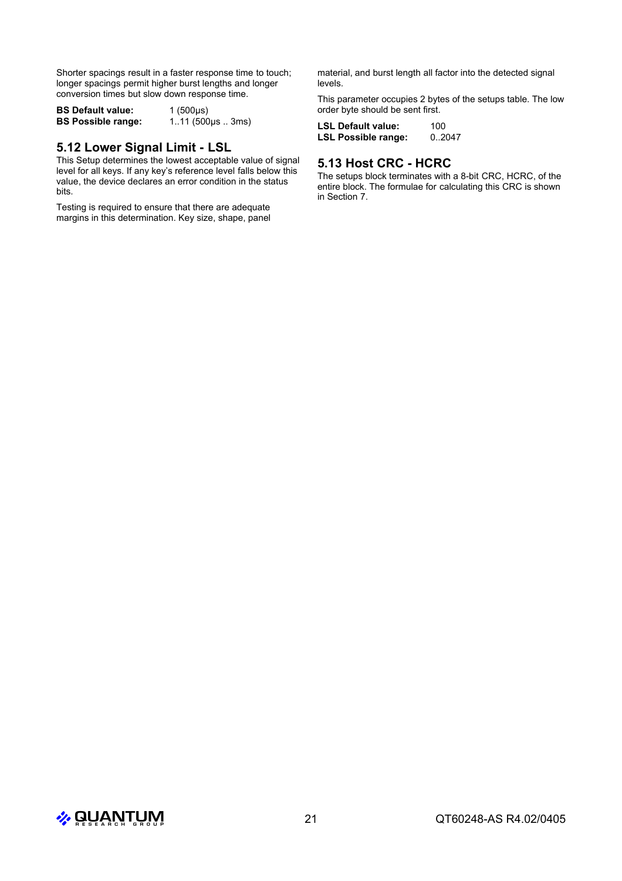Shorter spacings result in a faster response time to touch; longer spacings permit higher burst lengths and longer conversion times but slow down response time.

**BS Default value:** 1 (500µs)
**BS Possible range:** 1..11 (500µs .. 3ms)

## 5.12 Lower Signal Limit - LSL

This Setup determines the lowest acceptable value of signal level for all keys. If any key's reference level falls below this value, the device declares an error condition in the status bits.

Testing is required to ensure that there are adequate margins in this determination. Key size, shape, panel material, and burst length all factor into the detected signal levels.

This parameter occupies 2 bytes of the setups table. The low order byte should be sent first.

**LSL Default value:** 100
**LSL Possible range:** 0..2047

## 5.13 Host CRC - HCRC

The setups block terminates with a 8-bit CRC, HCRC, of the entire block. The formulae for calculating this CRC is shown in Section 7.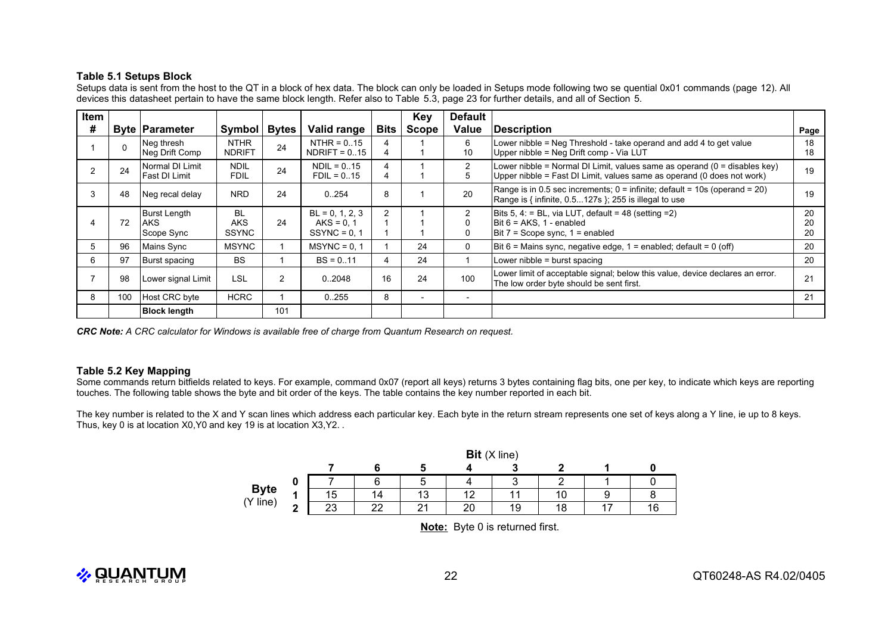### Table 5.1 Setups Block

Setups data is sent from the host to the QT in a block of hex data. The block can only be loaded in Setups mode following two se quential 0x01 commands (page 12). All devices this datasheet pertain to have the same block length. Refer also to Table 5.3, page 23 for further details, and all of Section 5.

| Item # | Byte | Parameter | Symbol | Bytes | Valid range | Bits | Key Scope | Default Value | Description | Page |
|---|---|---|---|---|---|---|---|---|---|---|
| 1 | 0 | Neg thresh<br>Neg Drift Comp | NTHR<br>NDRIFT | 24 | NTHR = 0..15<br>NDRIFT = 0..15 | 4<br>4 | 1<br>1 | 6<br>10 | Lower nibble = Neg Threshold - take operand and add 4 to get value<br>Upper nibble = Neg Drift comp - Via LUT | 18<br>18 |
| 2 | 24 | Normal DI Limit<br>Fast DI Limit | NDIL<br>FDIL | 24 | NDIL = 0..15<br>FDIL = 0..15 | 4<br>4 | 1<br>1 | 2<br>5 | Lower nibble = Normal DI Limit, values same as operand (0 = disables key)<br>Upper nibble = Fast DI Limit, values same as operand (0 does not work) | 19 |
| 3 | 48 | Neg recal delay | NRD | 24 | 0..254 | 8 | 1 | 20 | Range is in 0.5 sec increments; 0 = infinite; default = 10s (operand = 20)<br>Range is { infinite, 0.5...127s }; 255 is illegal to use | 19 |
| 4 | 72 | Burst Length<br>AKS<br>Scope Sync | BL<br>AKS<br>SSYNC | 24 | BL = 0, 1, 2, 3<br>AKS = 0, 1<br>SSYNC = 0, 1 | 2<br>1<br>1 | 1<br>1<br>1 | 2<br>0<br>0 | Bits 5, 4: = BL, via LUT, default = 48 (setting =2)<br>Bit 6 = AKS, 1 - enabled<br>Bit 7 = Scope sync, 1 = enabled | 20<br>20<br>20 |
| 5 | 96 | Mains Sync | MSYNC | 1 | MSYNC = 0, 1 | 1 | 24 | 0 | Bit 6 = Mains sync, negative edge, 1 = enabled; default = 0 (off) | 20 |
| 6 | 97 | Burst spacing | BS | 1 | BS = 0..11 | 4 | 24 | 1 | Lower nibble = burst spacing | 20 |
| 7 | 98 | Lower signal Limit | LSL | 2 | 0..2048 | 16 | 24 | 100 | Lower limit of acceptable signal; below this value, device declares an error. The low order byte should be sent first. | 21 |
| 8 | 100 | Host CRC byte | HCRC | 1 | 0..255 | 8 | - | - | | 21 |
| | | **Block length** | | 101 | | | | | | |

***CRC Note:*** *A CRC calculator for Windows is available free of charge from Quantum Research on request.*

### Table 5.2 Key Mapping

Some commands return bitfields related to keys. For example, command 0x07 (report all keys) returns 3 bytes containing flag bits, one per key, to indicate which keys are reporting touches. The following table shows the byte and bit order of the keys. The table contains the key number reported in each bit.

The key number is related to the X and Y scan lines which address each particular key. Each byte in the return stream represents one set of keys along a Y line, ie up to 8 keys. Thus, key 0 is at location X0,Y0 and key 19 is at location X3,Y2. .

| **Byte** (Y line) | **Bit** (X line) 7 | 6 | 5 | 4 | 3 | 2 | 1 | 0 |
|---|---|---|---|---|---|---|---|---|
| **0** | 7 | 6 | 5 | 4 | 3 | 2 | 1 | 0 |
| **1** | 15 | 14 | 13 | 12 | 11 | 10 | 9 | 8 |
| **2** | 23 | 22 | 21 | 20 | 19 | 18 | 17 | 16 |

**Note:** Byte 0 is returned first.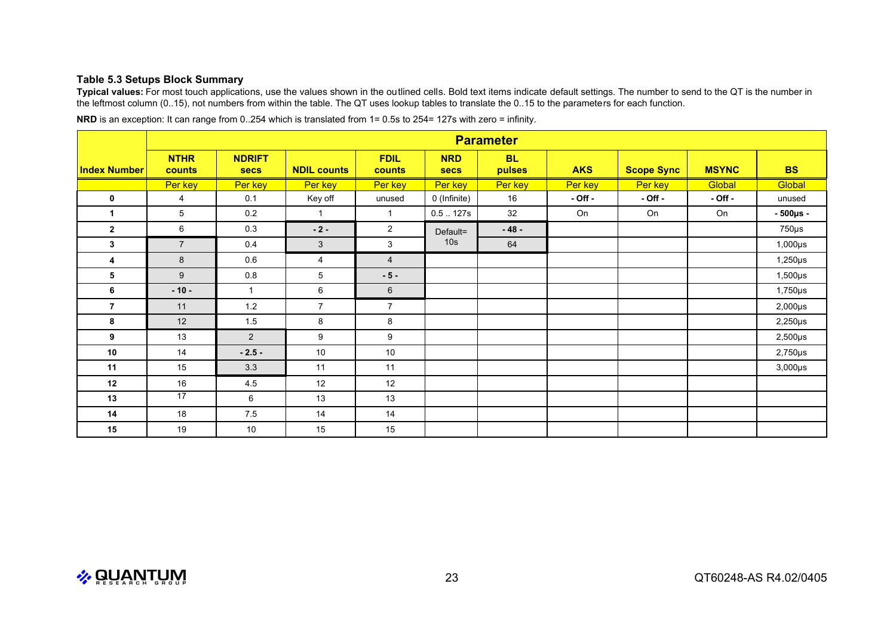### Table 5.3 Setups Block Summary

**Typical values:** For most touch applications, use the values shown in the outlined cells. Bold text items indicate default settings. The number to send to the QT is the number in the leftmost column (0..15), not numbers from within the table. The QT uses lookup tables to translate the 0..15 to the parameters for each function.

**NRD** is an exception: It can range from 0..254 which is translated from 1= 0.5s to 254= 127s with zero = infinity.

| | Parameter | | | | | | | | | |
|---|---|---|---|---|---|---|---|---|---|---|
| **Index Number** | **NTHR counts** | **NDRIFT secs** | **NDIL counts** | **FDIL counts** | **NRD secs** | **BL pulses** | **AKS** | **Scope Sync** | **MSYNC** | **BS** |
| | Per key | Per key | Per key | Per key | Per key | Per key | Per key | Per key | Global | Global |
| **0** | 4 | 0.1 | Key off | unused | 0 (Infinite) | 16 | **- Off -** | **- Off -** | **- Off -** | unused |
| **1** | 5 | 0.2 | 1 | 1 | 0.5 .. 127s | 32 | On | On | On | **- 500µs -** |
| **2** | 6 | 0.3 | **- 2 -** | 2 | Default= 10s | **- 48 -** | | | | 750µs |
| **3** | 7 | 0.4 | 3 | 3 | | 64 | | | | 1,000µs |
| **4** | 8 | 0.6 | 4 | 4 | | | | | | 1,250µs |
| **5** | 9 | 0.8 | 5 | **- 5 -** | | | | | | 1,500µs |
| **6** | **- 10 -** | 1 | 6 | 6 | | | | | | 1,750µs |
| **7** | 11 | 1.2 | 7 | 7 | | | | | | 2,000µs |
| **8** | 12 | 1.5 | 8 | 8 | | | | | | 2,250µs |
| **9** | 13 | 2 | 9 | 9 | | | | | | 2,500µs |
| **10** | 14 | **- 2.5 -** | 10 | 10 | | | | | | 2,750µs |
| **11** | 15 | 3.3 | 11 | 11 | | | | | | 3,000µs |
| **12** | 16 | 4.5 | 12 | 12 | | | | | | |
| **13** | 17 | 6 | 13 | 13 | | | | | | |
| **14** | 18 | 7.5 | 14 | 14 | | | | | | |
| **15** | 19 | 10 | 15 | 15 | | | | | | |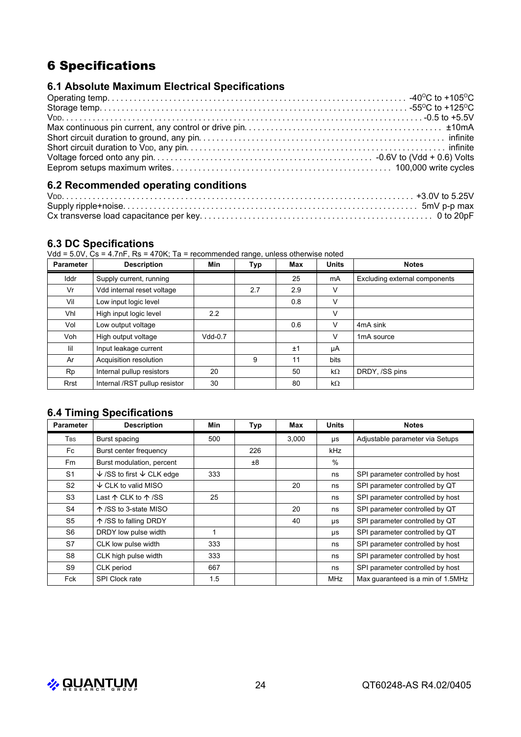# 6 Specifications

## 6.1 Absolute Maximum Electrical Specifications

Operating temp. . . . . . . . . . . . . . . . . . . . . . . . . . . . . . . . . . . . . . . . . . . . . . . . . . . . . . . . . . . . . . . -40°C to +105°C
Storage temp. . . . . . . . . . . . . . . . . . . . . . . . . . . . . . . . . . . . . . . . . . . . . . . . . . . . . . . . . . . . . . . -55°C to +125°C
$V_{DD}$. . . . . . . . . . . . . . . . . . . . . . . . . . . . . . . . . . . . . . . . . . . . . . . . . . . . . . . . . . . . . . . . . . . . -0.5 to +5.5V
Max continuous pin current, any control or drive pin. . . . . . . . . . . . . . . . . . . . . . . . . . . . . . . . . . . . . ±10mA
Short circuit duration to ground, any pin. . . . . . . . . . . . . . . . . . . . . . . . . . . . . . . . . . . . . . . . . . . . . . infinite
Short circuit duration to $V_{DD}$, any pin. . . . . . . . . . . . . . . . . . . . . . . . . . . . . . . . . . . . . . . . . . . . . . infinite
Voltage forced onto any pin. . . . . . . . . . . . . . . . . . . . . . . . . . . . . . . . . . . . . . . . . . . . -0.6V to (Vdd + 0.6) Volts
Eeprom setups maximum writes. . . . . . . . . . . . . . . . . . . . . . . . . . . . . . . . . . . . . . . . . . . 100,000 write cycles

## 6.2 Recommended operating conditions

$V_{DD}$. . . . . . . . . . . . . . . . . . . . . . . . . . . . . . . . . . . . . . . . . . . . . . . . . . . . . . . . . . . . . . . . . . . . +3.0V to 5.25V
Supply ripple+noise. . . . . . . . . . . . . . . . . . . . . . . . . . . . . . . . . . . . . . . . . . . . . . . . . . . . . . . . . . . . 5mV p-p max
Cx transverse load capacitance per key. . . . . . . . . . . . . . . . . . . . . . . . . . . . . . . . . . . . . . . . . . . . . . . 0 to 20pF

## 6.3 DC Specifications

Vdd = 5.0V, Cs = 4.7nF, Rs = 470K; Ta = recommended range, unless otherwise noted

| Parameter | Description | Min | Typ | Max | Units | Notes |
|---|---|---|---|---|---|---|
| Iddr | Supply current, running | | | 25 | mA | Excluding external components |
| Vr | Vdd internal reset voltage | | 2.7 | 2.9 | V | |
| Vil | Low input logic level | | | 0.8 | V | |
| Vhl | High input logic level | 2.2 | | | V | |
| Vol | Low output voltage | | | 0.6 | V | 4mA sink |
| Voh | High output voltage | Vdd-0.7 | | | V | 1mA source |
| Iil | Input leakage current | | | ±1 | µA | |
| Ar | Acquisition resolution | | 9 | 11 | bits | |
| Rp | Internal pullup resistors | 20 | | 50 | kΩ | DRDY, /SS pins |
| Rrst | Internal /RST pullup resistor | 30 | | 80 | kΩ | |

## 6.4 Timing Specifications

| Parameter | Description | Min | Typ | Max | Units | Notes |
|---|---|---|---|---|---|---|
| $T_{BS}$ | Burst spacing | 500 | | 3,000 | µs | Adjustable parameter via Setups |
| Fc | Burst center frequency | | 226 | | kHz | |
| Fm | Burst modulation, percent | | ±8 | | % | |
| S1 | ↓ /SS to first ↓ CLK edge | 333 | | | ns | SPI parameter controlled by host |
| S2 | ↓ CLK to valid MISO | | | 20 | ns | SPI parameter controlled by QT |
| S3 | Last ↑ CLK to ↑ /SS | 25 | | | ns | SPI parameter controlled by host |
| S4 | ↑ /SS to 3-state MISO | | | 20 | ns | SPI parameter controlled by QT |
| S5 | ↑ /SS to falling DRDY | | | 40 | µs | SPI parameter controlled by QT |
| S6 | DRDY low pulse width | 1 | | | µs | SPI parameter controlled by QT |
| S7 | CLK low pulse width | 333 | | | ns | SPI parameter controlled by host |
| S8 | CLK high pulse width | 333 | | | ns | SPI parameter controlled by host |
| S9 | CLK period | 667 | | | ns | SPI parameter controlled by host |
| Fck | SPI Clock rate | 1.5 | | | MHz | Max guaranteed is a min of 1.5MHz |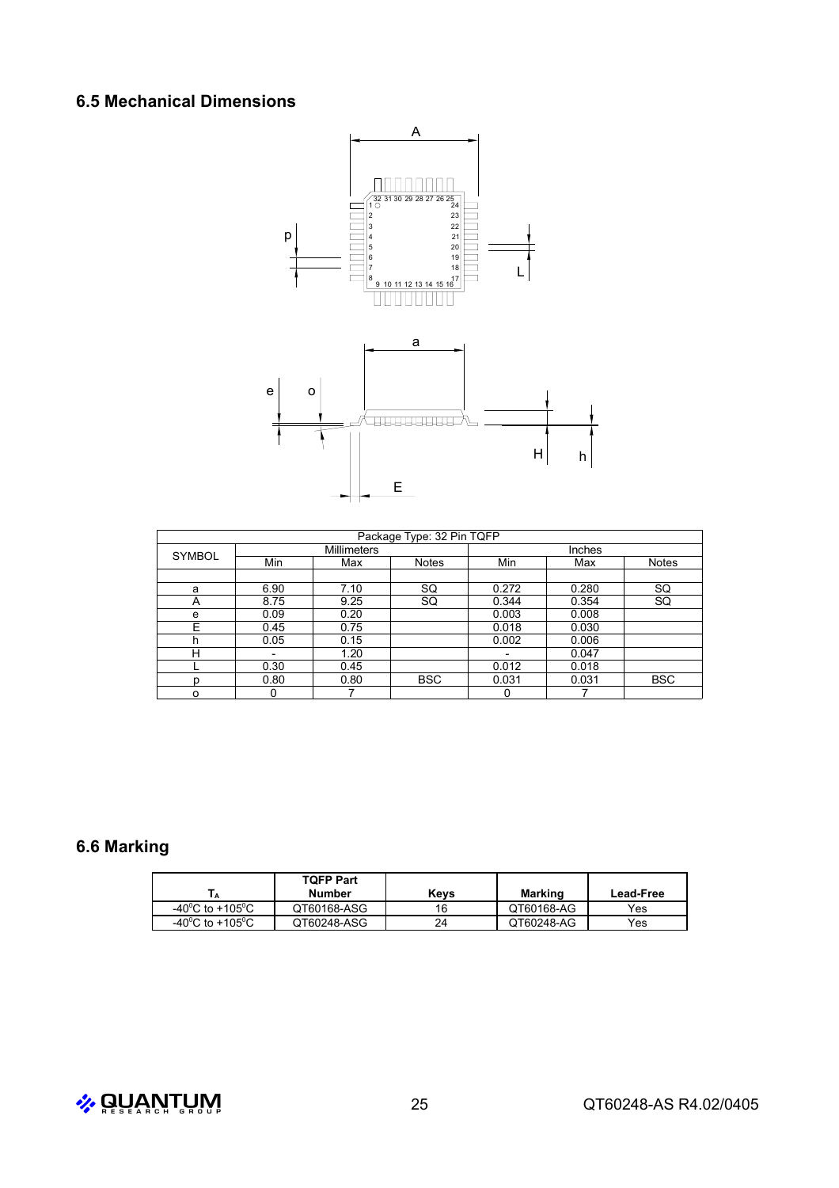## 6.5 Mechanical Dimensions

| Package Type: 32 Pin TQFP | | | | | | |
|---|---|---|---|---|---|---|
| SYMBOL | Millimeters | | | Inches | | |
| | Min | Max | Notes | Min | Max | Notes |
| | | | | | | |
| a | 6.90 | 7.10 | SQ | 0.272 | 0.280 | SQ |
| A | 8.75 | 9.25 | SQ | 0.344 | 0.354 | SQ |
| e | 0.09 | 0.20 | | 0.003 | 0.008 | |
| E | 0.45 | 0.75 | | 0.018 | 0.030 | |
| h | 0.05 | 0.15 | | 0.002 | 0.006 | |
| H | - | 1.20 | | - | 0.047 | |
| L | 0.30 | 0.45 | | 0.012 | 0.018 | |
| p | 0.80 | 0.80 | BSC | 0.031 | 0.031 | BSC |
| o | 0 | 7 | | 0 | 7 | |

## 6.6 Marking

| $T_A$ | TQFP Part Number | Keys | Marking | Lead-Free |
|---|---|---|---|---|
| -40$^0$C to +105$^0$C | QT60168-ASG | 16 | QT60168-AG | Yes |
| -40$^0$C to +105$^0$C | QT60248-ASG | 24 | QT60248-AG | Yes |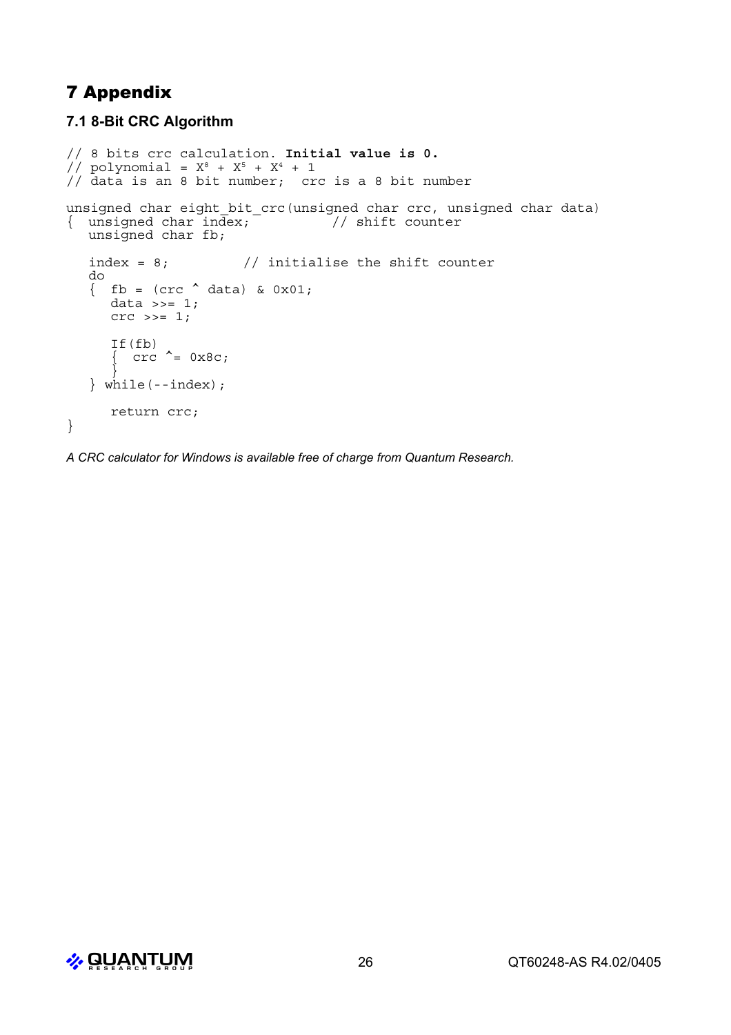# 7 Appendix

## 7.1 8-Bit CRC Algorithm

```
// 8 bits crc calculation. Initial value is 0.
// polynomial = X8 + X5 + X4 + 1
// data is an 8 bit number;  crc is a 8 bit number

unsigned char eight_bit_crc(unsigned char crc, unsigned char data)
{  unsigned char index;           // shift counter
   unsigned char fb;

   index = 8;          // initialise the shift counter
   do
   {  fb = (crc ^ data) & 0x01;
      data >>= 1;
      crc >>= 1;

      If(fb)
      {  crc ^= 0x8c;
      }
   } while(--index);

      return crc;
}
```

*A CRC calculator for Windows is available free of charge from Quantum Research.*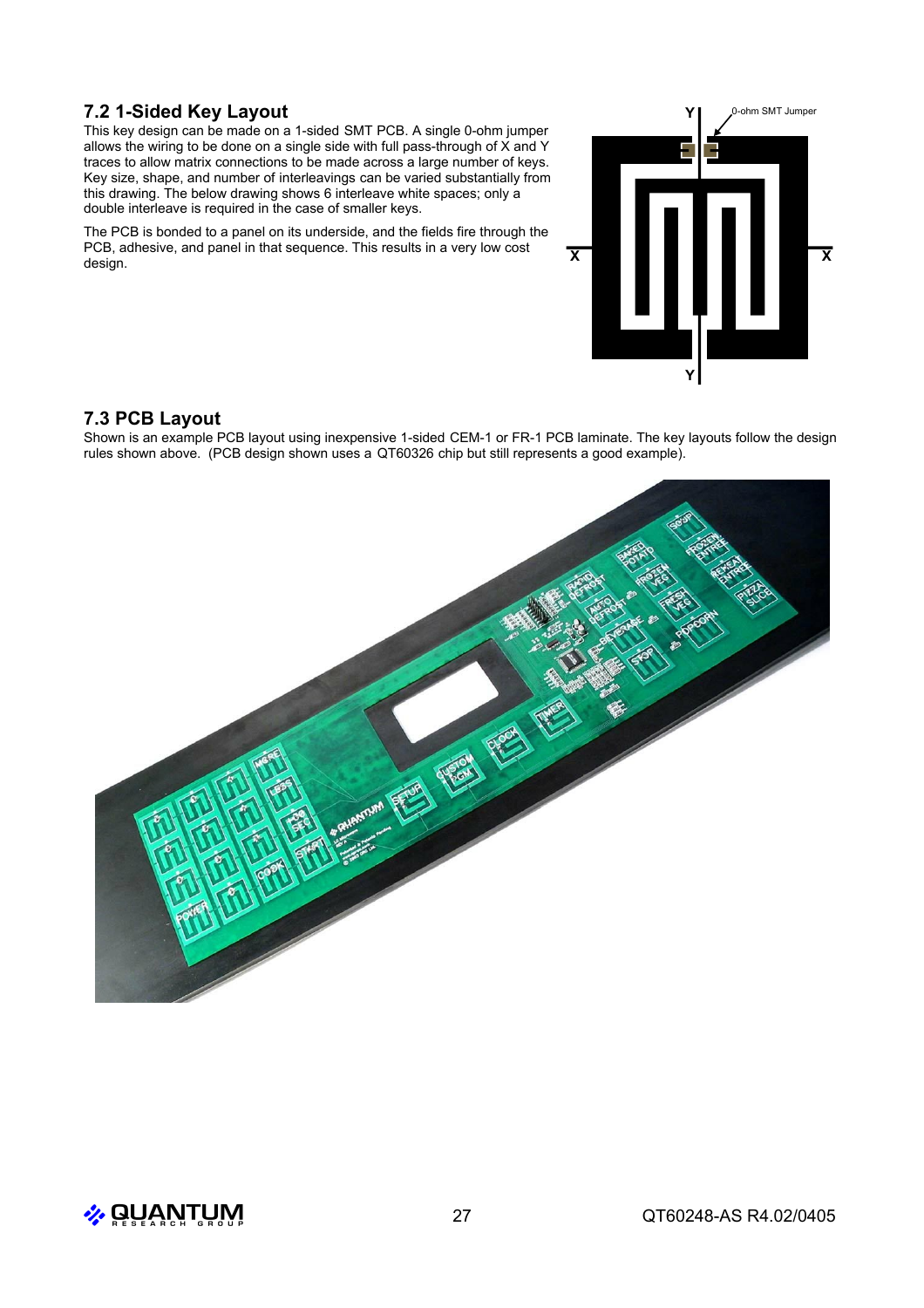## 7.2 1-Sided Key Layout

This key design can be made on a 1-sided SMT PCB. A single 0-ohm jumper allows the wiring to be done on a single side with full pass-through of X and Y traces to allow matrix connections to be made across a large number of keys. Key size, shape, and number of interleavings can be varied substantially from this drawing. The below drawing shows 6 interleave white spaces; only a double interleave is required in the case of smaller keys.

The PCB is bonded to a panel on its underside, and the fields fire through the PCB, adhesive, and panel in that sequence. This results in a very low cost design.

## 7.3 PCB Layout

Shown is an example PCB layout using inexpensive 1-sided CEM-1 or FR-1 PCB laminate. The key layouts follow the design rules shown above. (PCB design shown uses a QT60326 chip but still represents a good example).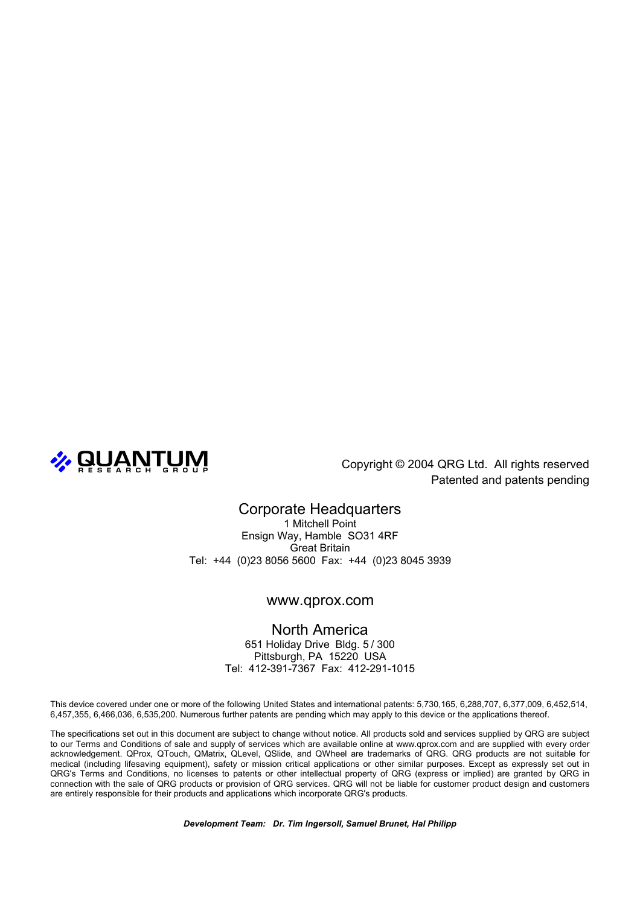QUANTUM RESEARCH GROUP

Copyright © 2004 QRG Ltd. All rights reserved
Patented and patents pending

## Corporate Headquarters

1 Mitchell Point
Ensign Way, Hamble SO31 4RF
Great Britain
Tel: +44 (0)23 8056 5600 Fax: +44 (0)23 8045 3939

## www.qprox.com

## North America

651 Holiday Drive Bldg. 5 / 300
Pittsburgh, PA 15220 USA
Tel: 412-391-7367 Fax: 412-291-1015

This device covered under one or more of the following United States and international patents: 5,730,165, 6,288,707, 6,377,009, 6,452,514, 6,457,355, 6,466,036, 6,535,200. Numerous further patents are pending which may apply to this device or the applications thereof.

The specifications set out in this document are subject to change without notice. All products sold and services supplied by QRG are subject to our Terms and Conditions of sale and supply of services which are available online at www.qprox.com and are supplied with every order acknowledgement. QProx, QTouch, QMatrix, QLevel, QSlide, and QWheel are trademarks of QRG. QRG products are not suitable for medical (including lifesaving equipment), safety or mission critical applications or other similar purposes. Except as expressly set out in QRG's Terms and Conditions, no licenses to patents or other intellectual property of QRG (express or implied) are granted by QRG in connection with the sale of QRG products or provision of QRG services. QRG will not be liable for customer product design and customers are entirely responsible for their products and applications which incorporate QRG's products.

***Development Team: Dr. Tim Ingersoll, Samuel Brunet, Hal Philipp***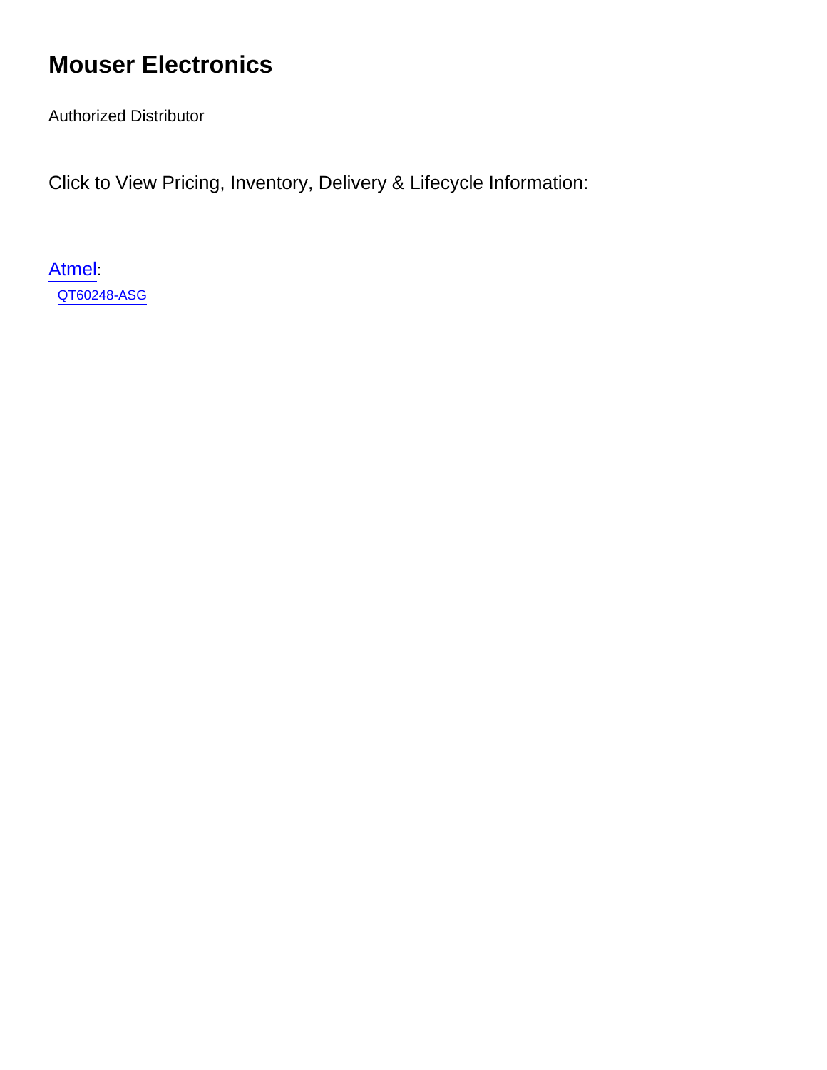# Mouser Electronics

Authorized Distributor

Click to View Pricing, Inventory, Delivery & Lifecycle Information:

Atmel:

QT60248-ASG